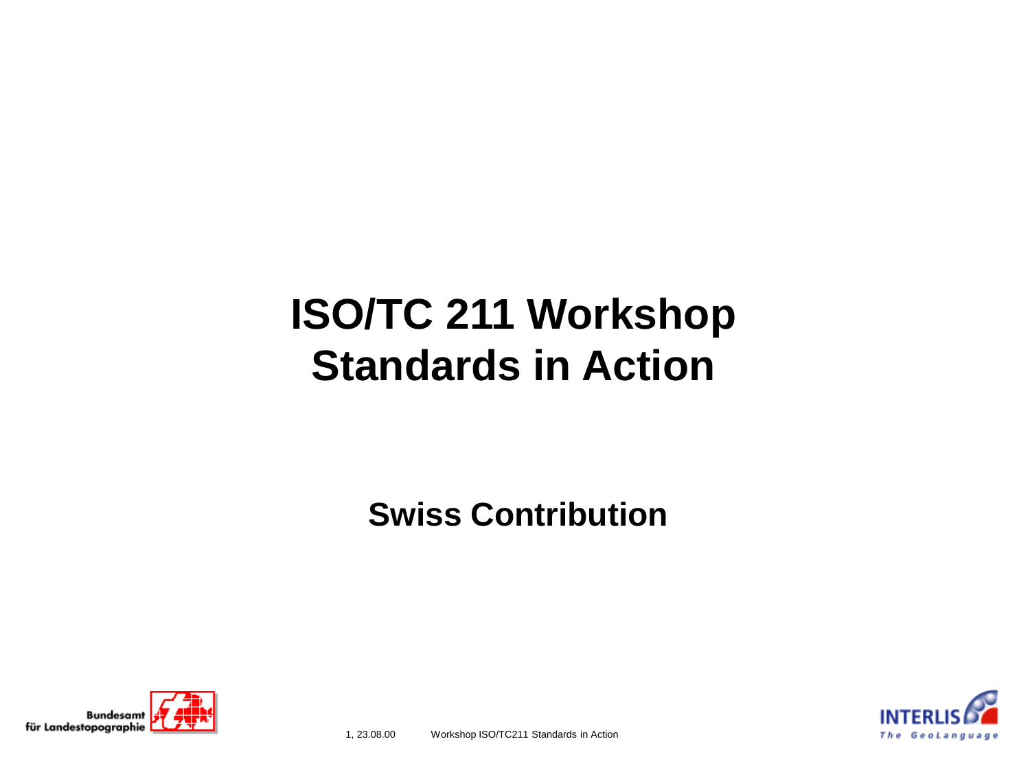# ISO/TC 211 Workshop
# Standards in Action

## Swiss Contribution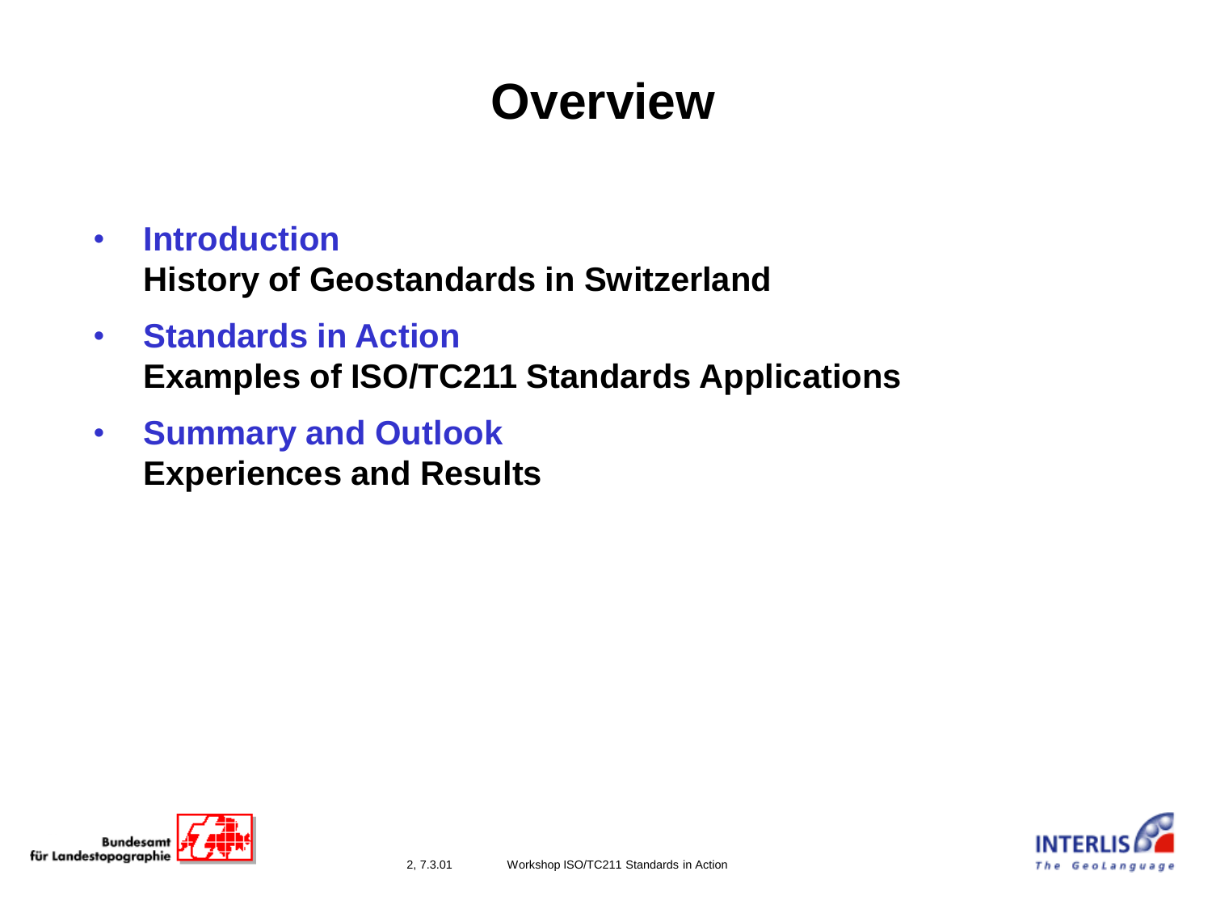# Overview

- **Introduction**
  **History of Geostandards in Switzerland**
- **Standards in Action**
  **Examples of ISO/TC211 Standards Applications**
- **Summary and Outlook**
  **Experiences and Results**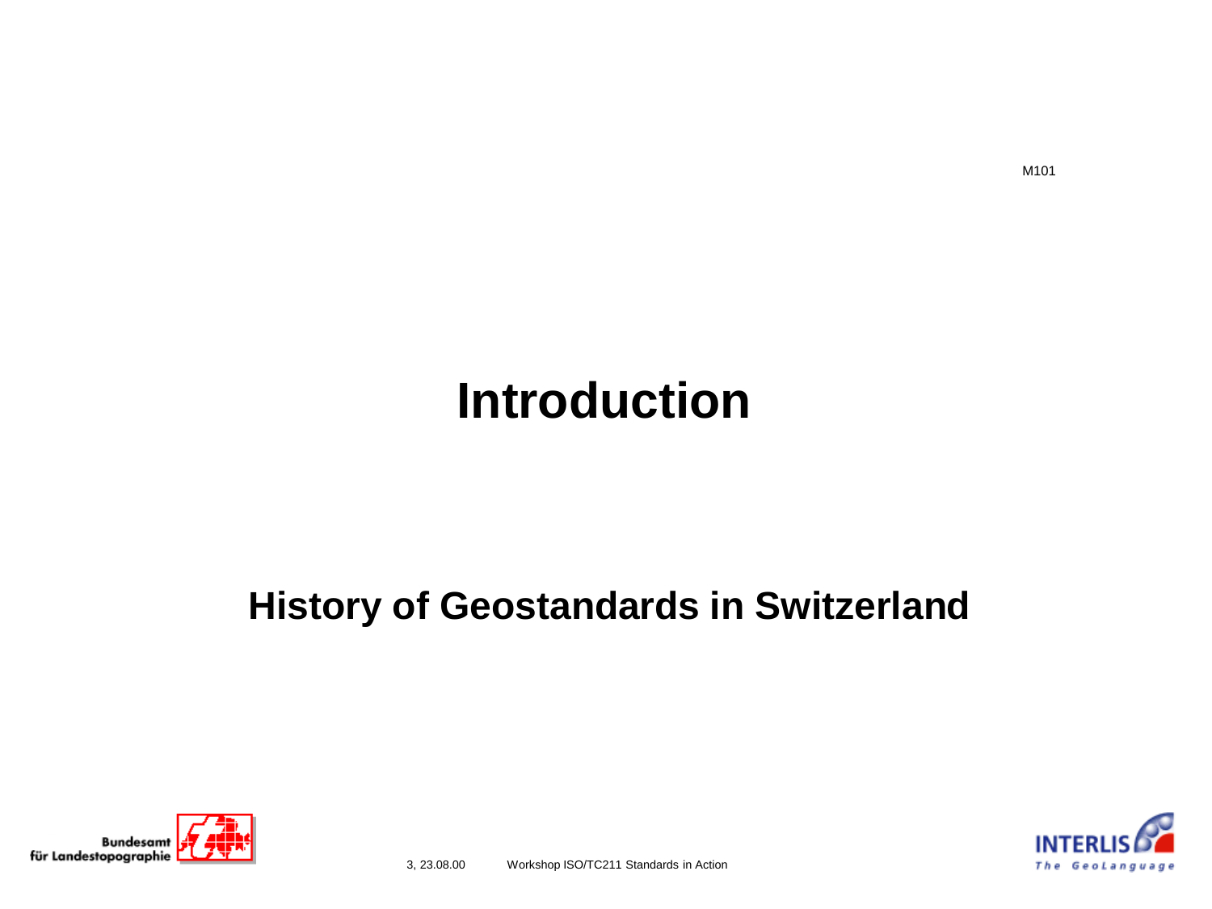M101

# Introduction

## History of Geostandards in Switzerland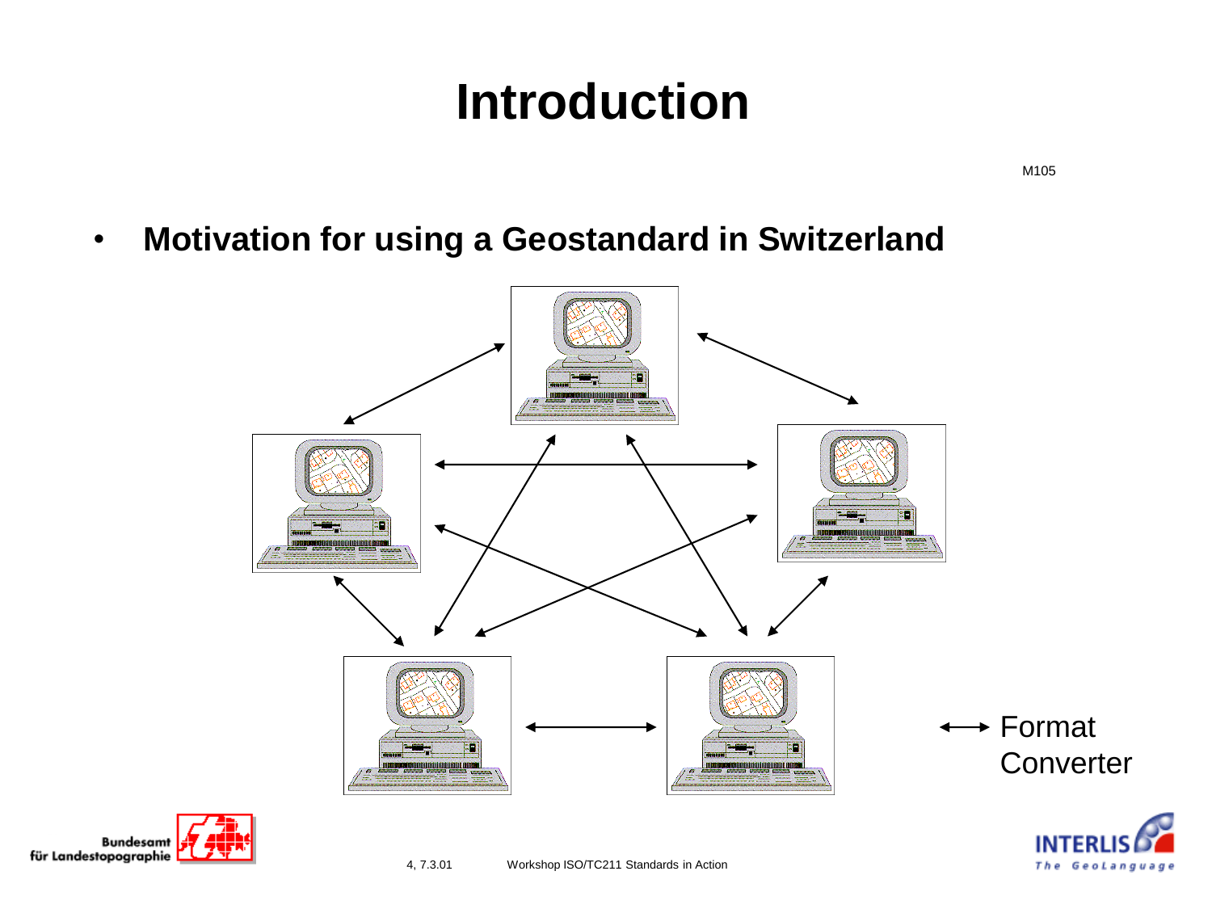# Introduction

M105

- **Motivation for using a Geostandard in Switzerland**

Format Converter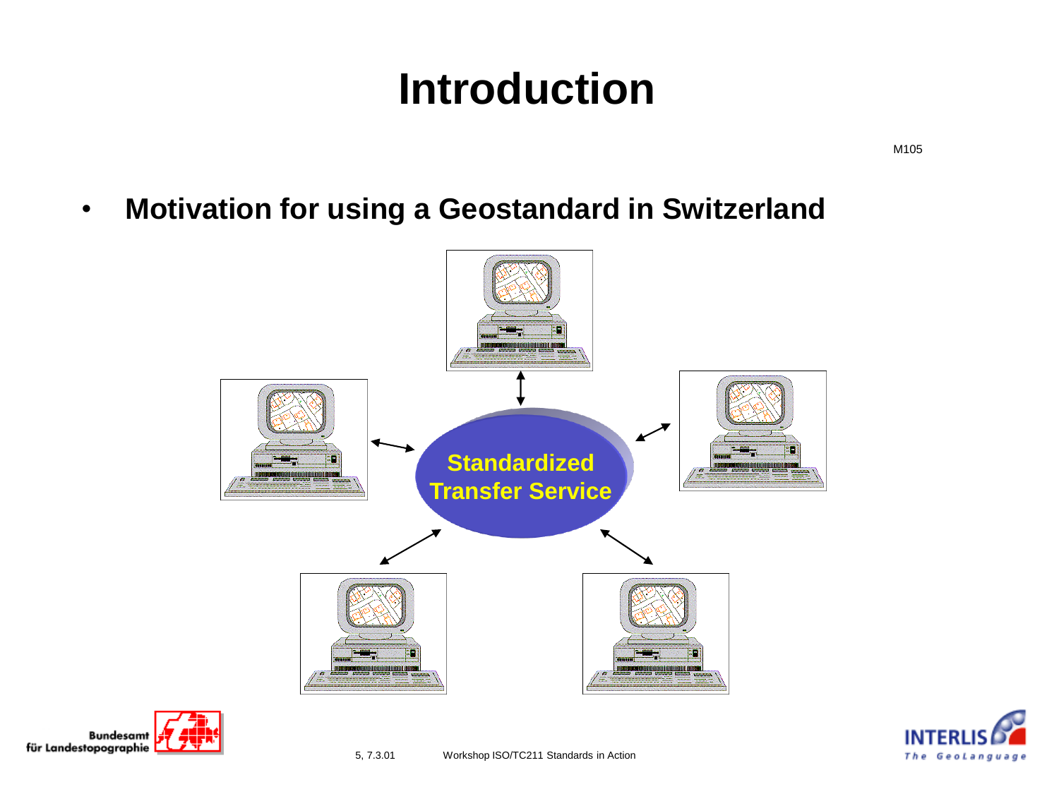# Introduction

M105

- **Motivation for using a Geostandard in Switzerland**

Standardized Transfer Service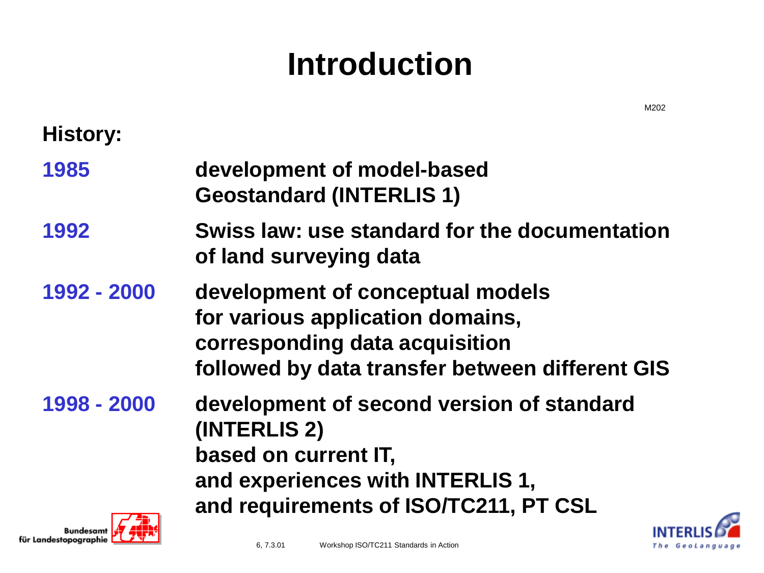# Introduction

M202

**History:**

| | |
|---|---|
| **1985** | **development of model-based Geostandard (INTERLIS 1)** |
| **1992** | **Swiss law: use standard for the documentation of land surveying data** |
| **1992 - 2000** | **development of conceptual models for various application domains, corresponding data acquisition followed by data transfer between different GIS** |
| **1998 - 2000** | **development of second version of standard (INTERLIS 2) based on current IT, and experiences with INTERLIS 1, and requirements of ISO/TC211, PT CSL** |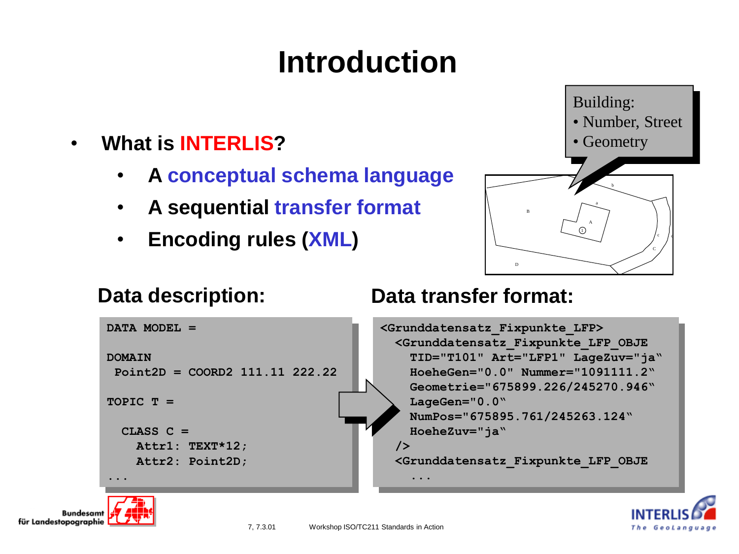# Introduction

- **What is INTERLIS?**
  - **A conceptual schema language**
  - **A sequential transfer format**
  - **Encoding rules (XML)**

Building:
- Number, Street
- Geometry

## Data description:

```
DATA MODEL =

DOMAIN
 Point2D = COORD2 111.11 222.22

TOPIC T =

  CLASS C =
    Attr1: TEXT*12;
    Attr2: Point2D;
...
```

## Data transfer format:

```
<Grunddatensatz_Fixpunkte_LFP>
  <Grunddatensatz_Fixpunkte_LFP_OBJE
    TID="T101" Art="LFP1" LageZuv="ja"
    HoeheGen="0.0" Nummer="1091111.2"
    Geometrie="675899.226/245270.946"
    LageGen="0.0"
    NumPos="675895.761/245263.124"
    HoeheZuv="ja"
  />
  <Grunddatensatz_Fixpunkte_LFP_OBJE
    ...
```

Workshop ISO/TC211 Standards in Action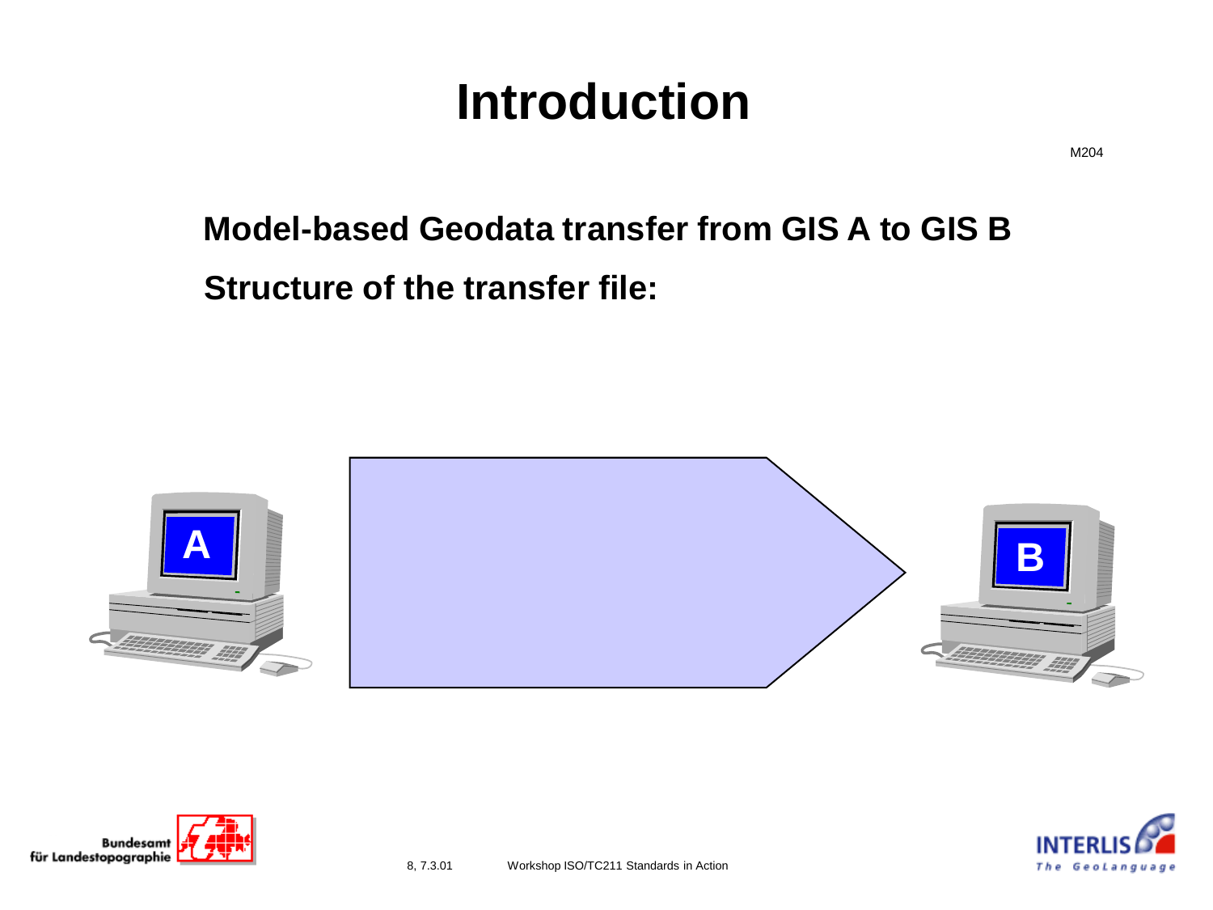# Introduction

M204

**Model-based Geodata transfer from GIS A to GIS B**

**Structure of the transfer file:**

A

B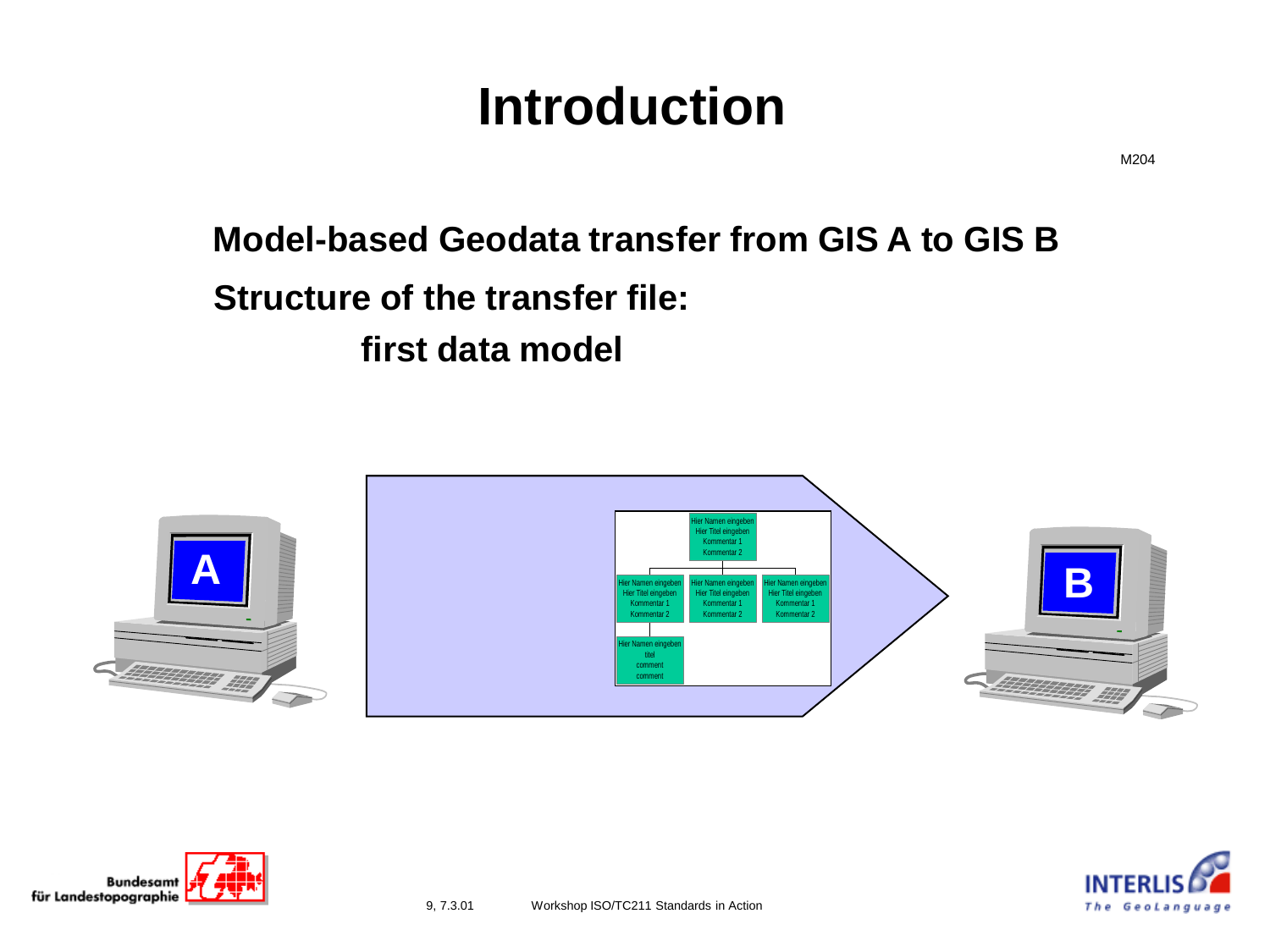# Introduction

M204

**Model-based Geodata transfer from GIS A to GIS B**

**Structure of the transfer file:**

**first data model**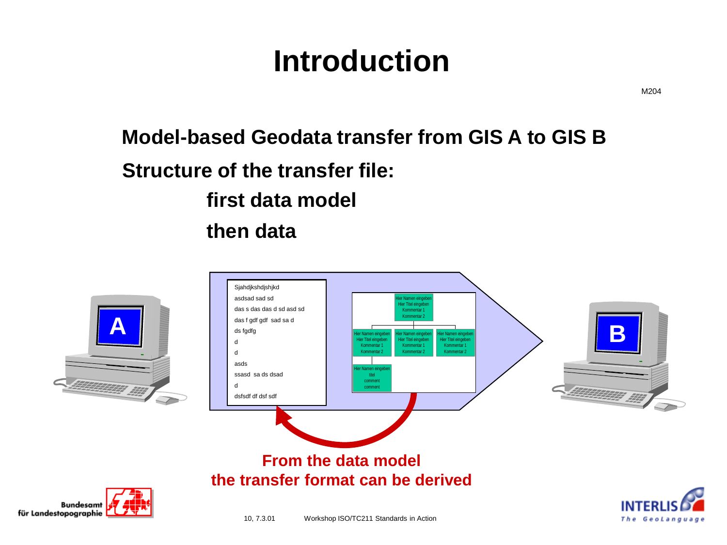# Introduction

M204

**Model-based Geodata transfer from GIS A to GIS B**

**Structure of the transfer file:**

**first data model**

**then data**

A

Sjahdjkshdjshjkd
asdsad sad sd
das s das das d sd asd sd
das f gdf gdf sad sa d
ds fgdfg
d
d
asds
ssasd sa ds dsad
d
dsfsdf df dsf sdf

Hier Namen eingeben
Hier Titel eingeben
Kommentar 1
Kommentar 2

B

**From the data model**
**the transfer format can be derived**

Workshop ISO/TC211 Standards in Action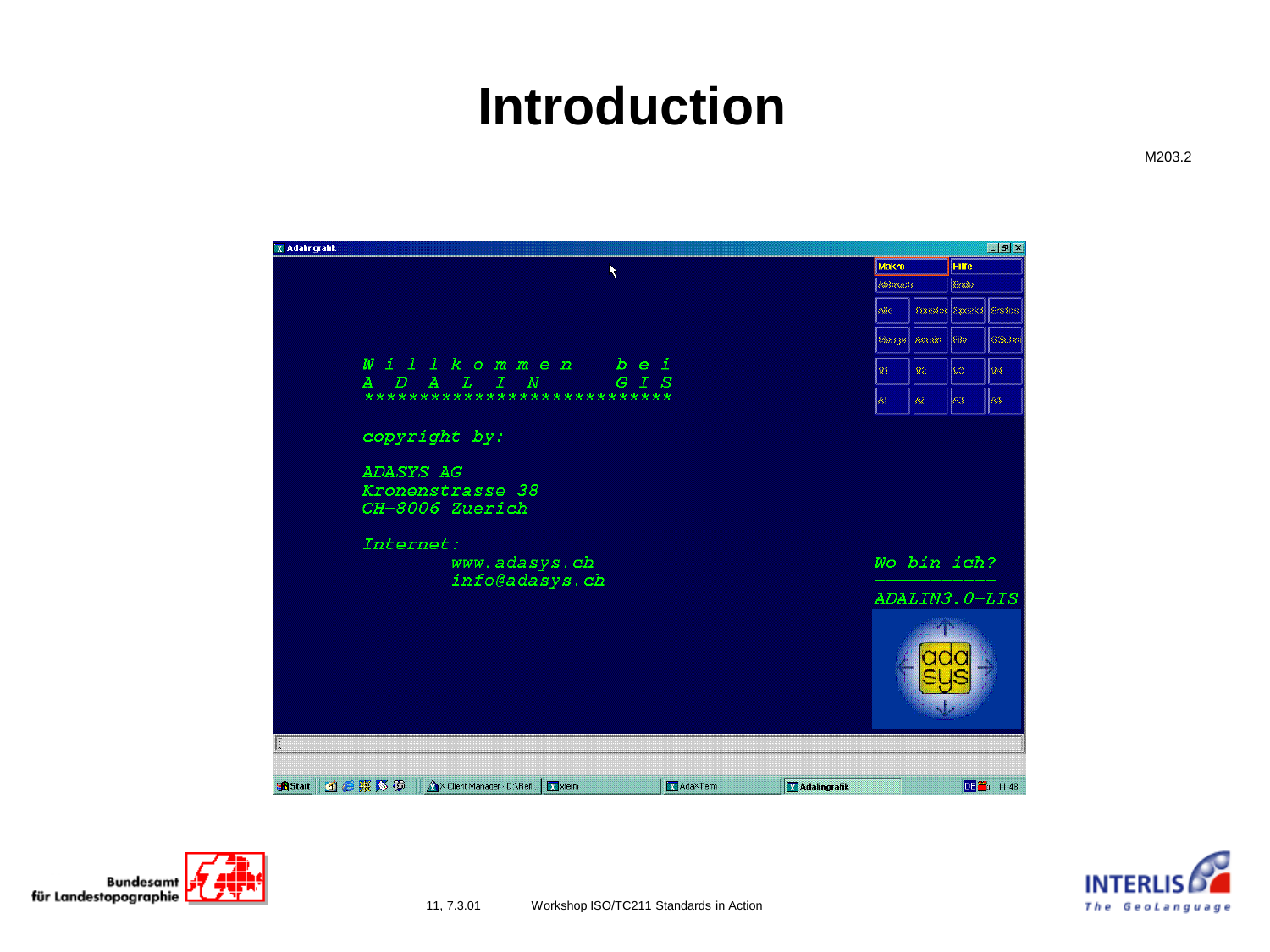# Introduction

M203.2

Willkommen bei
ADALIN GIS
****************************

copyright by:

ADASYS AG
Kronenstrasse 38
CH-8006 Zuerich

Internet:
www.adasys.ch
info@adasys.ch

Wo bin ich?
-----------
ADALIN3.0-LIS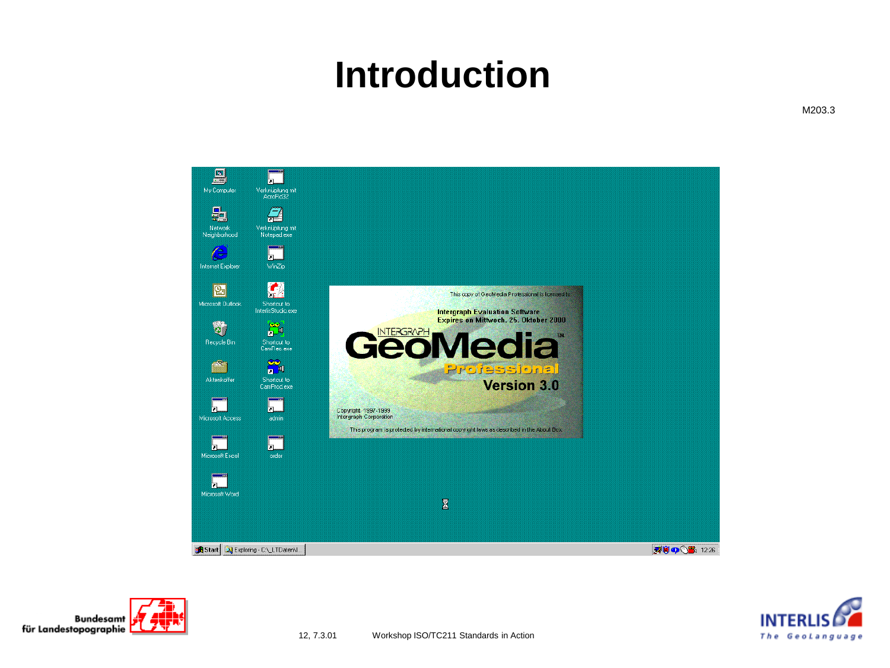# Introduction

M203.3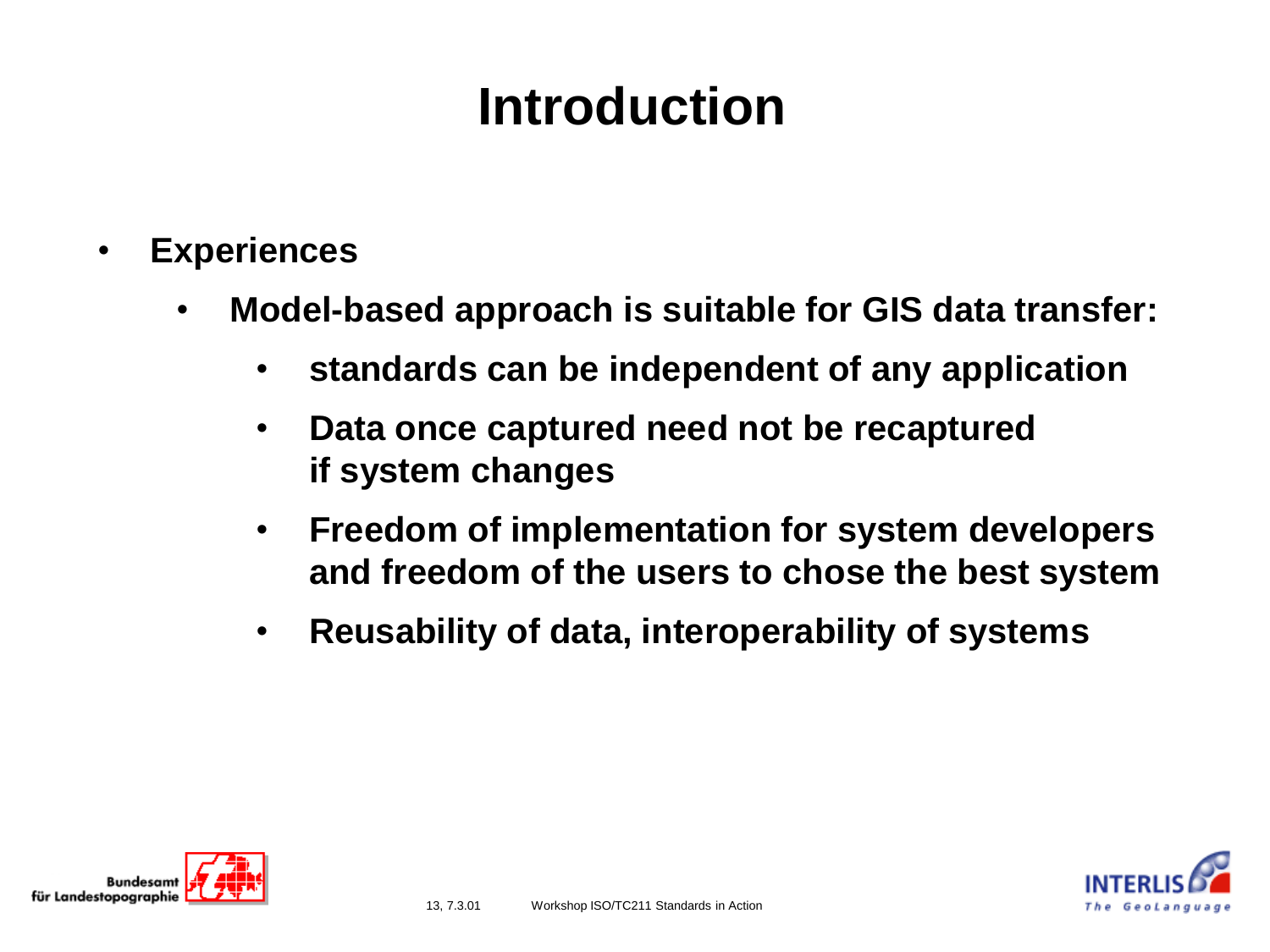# Introduction

- **Experiences**
  - **Model-based approach is suitable for GIS data transfer:**
    - **standards can be independent of any application**
    - **Data once captured need not be recaptured if system changes**
    - **Freedom of implementation for system developers and freedom of the users to chose the best system**
    - **Reusability of data, interoperability of systems**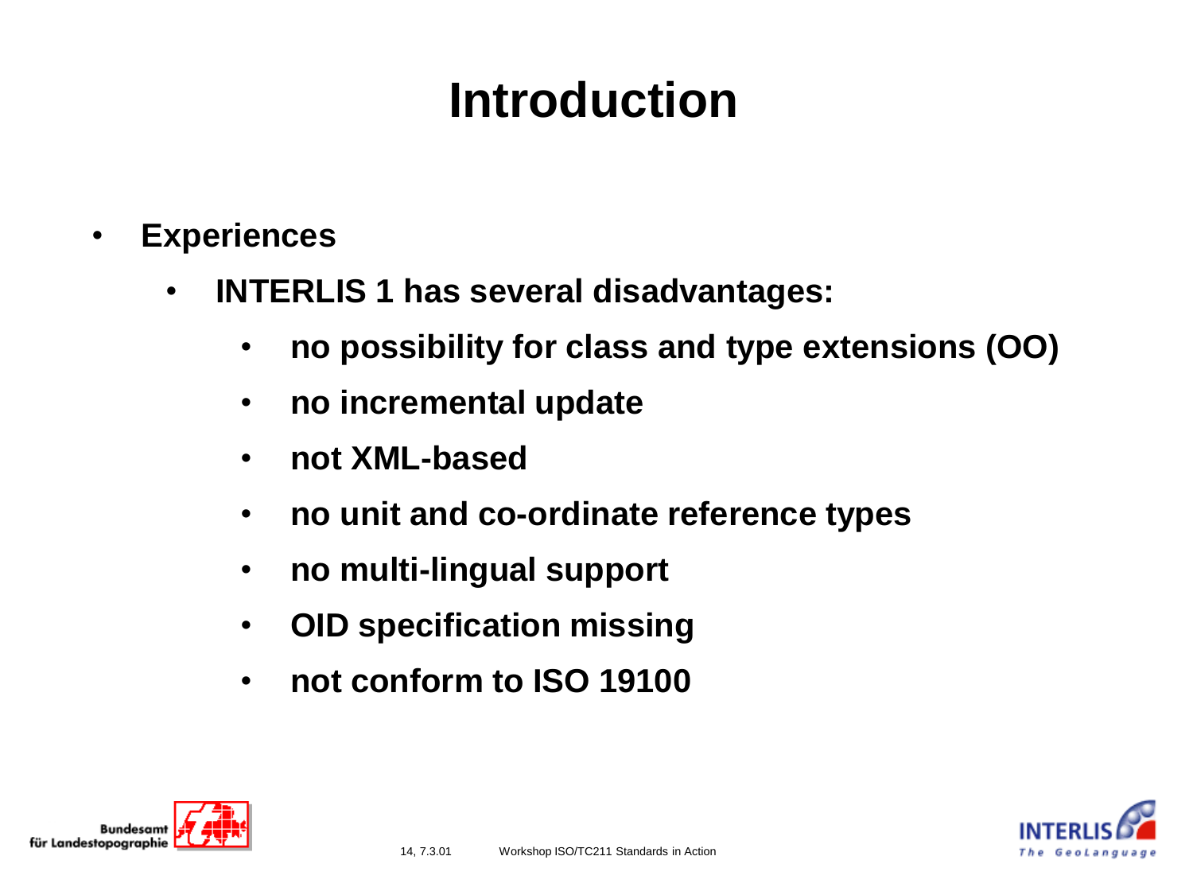# Introduction

- **Experiences**
  - **INTERLIS 1 has several disadvantages:**
    - **no possibility for class and type extensions (OO)**
    - **no incremental update**
    - **not XML-based**
    - **no unit and co-ordinate reference types**
    - **no multi-lingual support**
    - **OID specification missing**
    - **not conform to ISO 19100**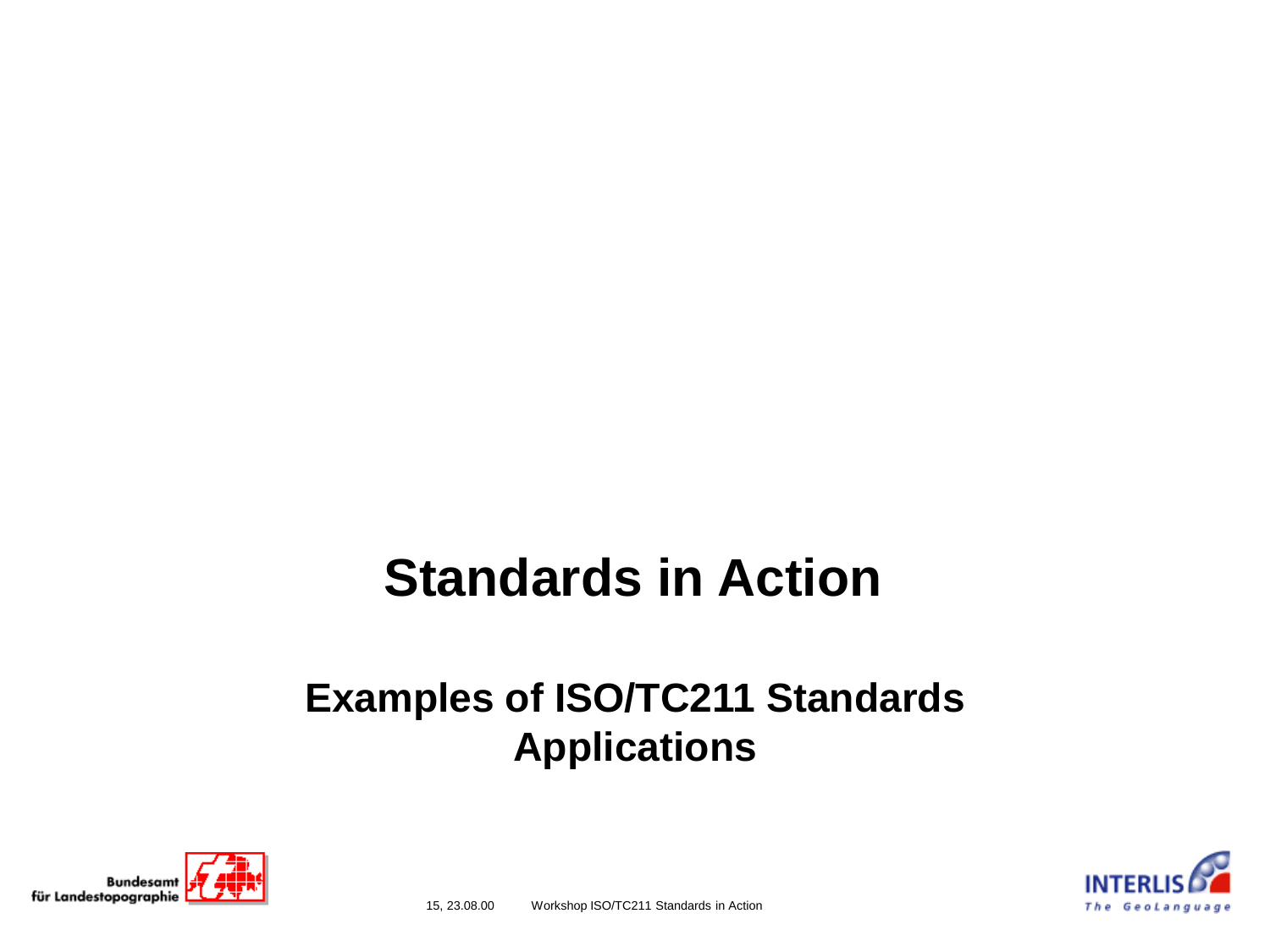# Standards in Action

## Examples of ISO/TC211 Standards Applications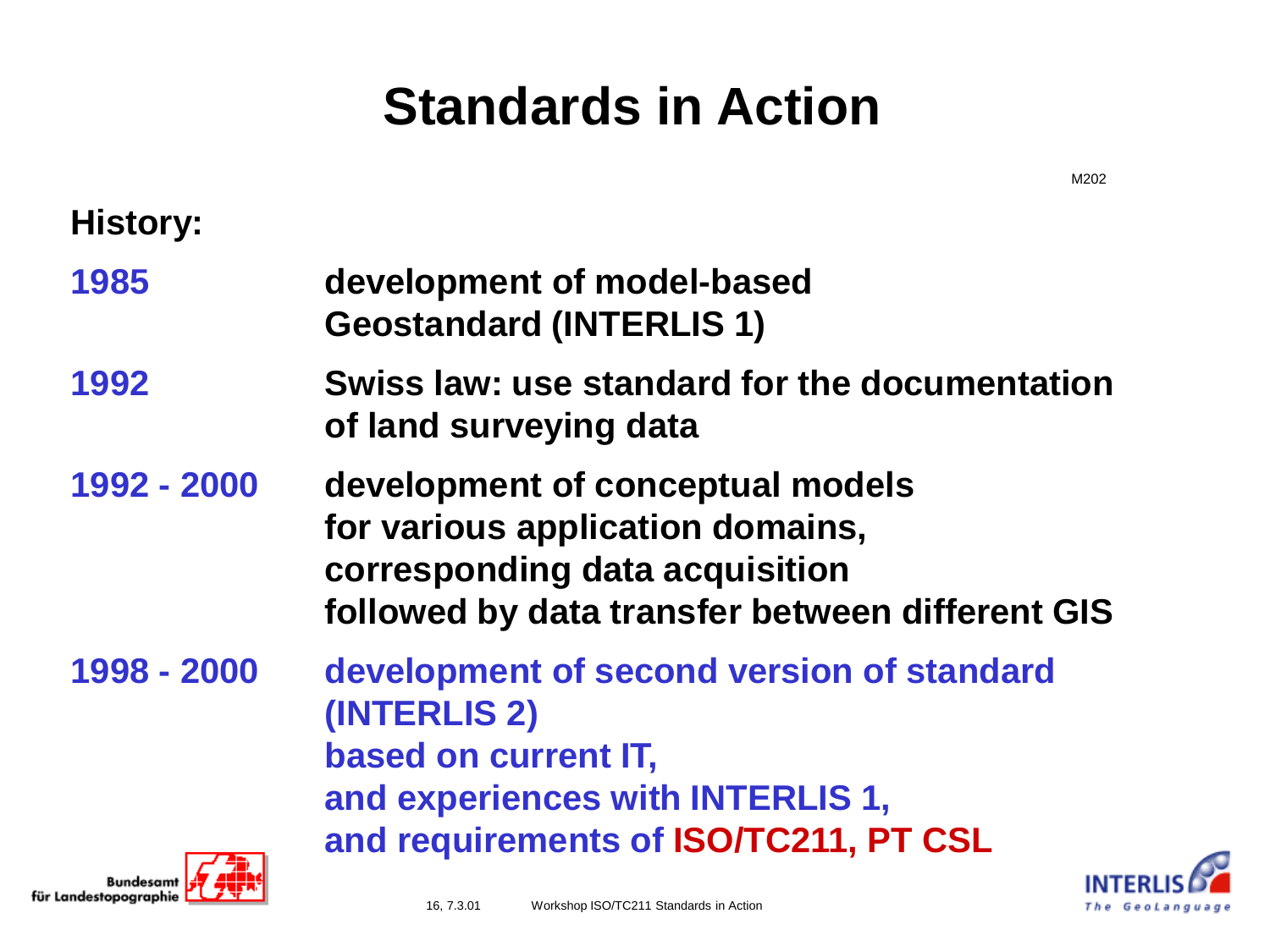# Standards in Action

M202

**History:**

| | |
|---|---|
| **1985** | **development of model-based Geostandard (INTERLIS 1)** |
| **1992** | **Swiss law: use standard for the documentation of land surveying data** |
| **1992 - 2000** | **development of conceptual models for various application domains, corresponding data acquisition followed by data transfer between different GIS** |
| **1998 - 2000** | **development of second version of standard (INTERLIS 2) based on current IT, and experiences with INTERLIS 1, and requirements of ISO/TC211, PT CSL** |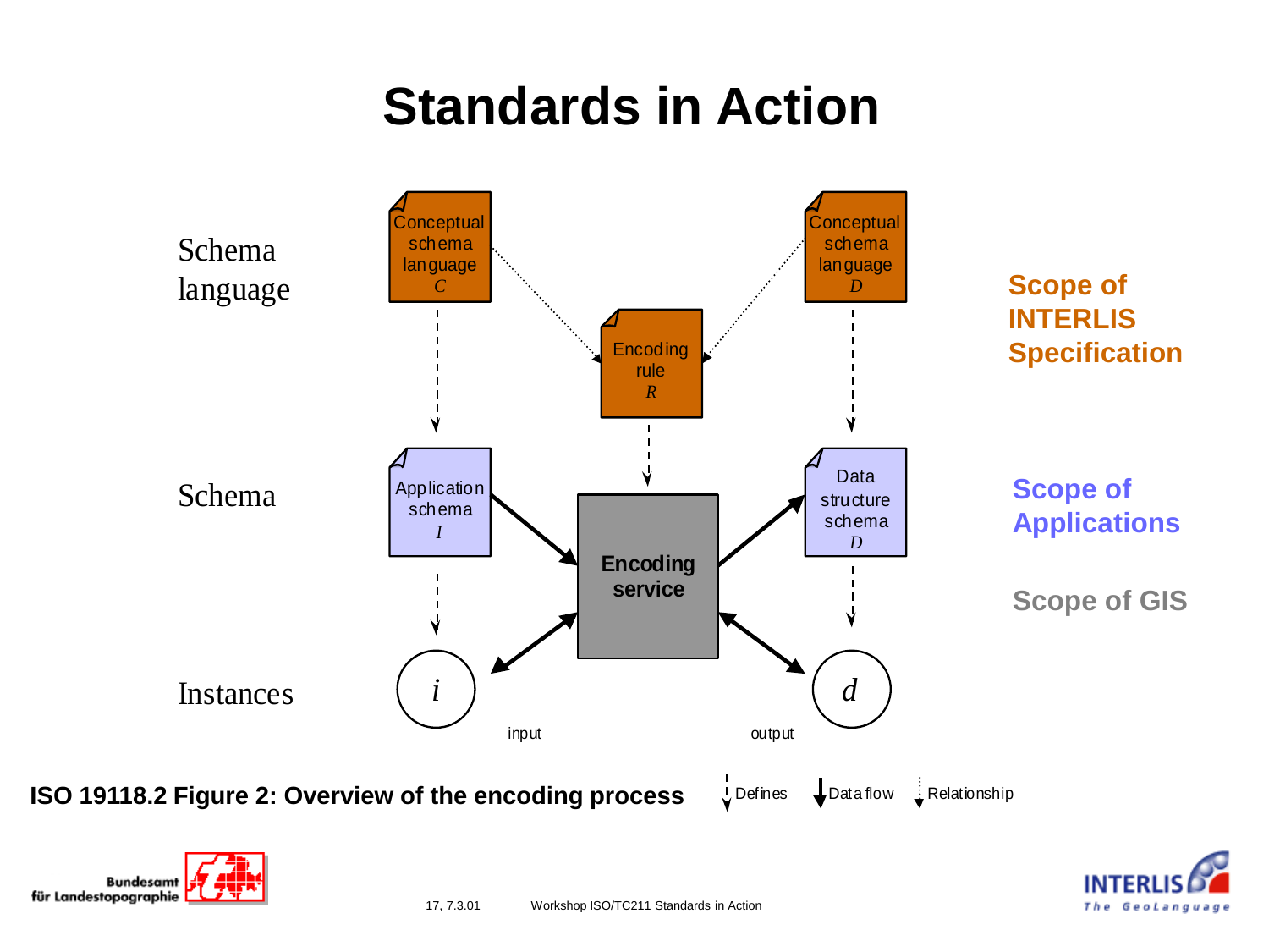# Standards in Action

Schema language

Conceptual schema language *C*

Conceptual schema language *D*

Encoding rule *R*

Scope of INTERLIS Specification

Schema

Application schema *I*

Encoding service

Data structure schema *D*

Scope of Applications

Scope of GIS

Instances

*i*

*d*

input

output

**ISO 19118.2 Figure 2: Overview of the encoding process**

Defines Data flow Relationship

Workshop ISO/TC211 Standards in Action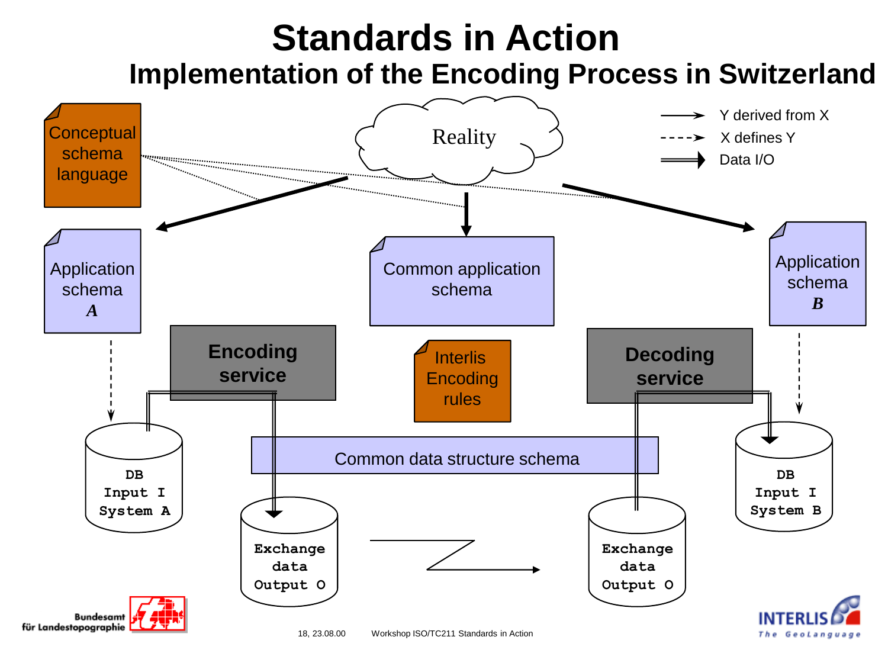# Standards in Action

## Implementation of the Encoding Process in Switzerland

Y derived from X

X defines Y

Data I/O

Conceptual schema language

Reality

Application schema *A*

Common application schema

Application schema *B*

**Encoding service**

Interlis Encoding rules

**Decoding service**

Common data structure schema

DB Input I System A

Exchange data Output O

Exchange data Output O

DB Input I System B

Bundesamt für Landestopographie

INTERLIS The GeoLanguage

18, 23.08.00 Workshop ISO/TC211 Standards in Action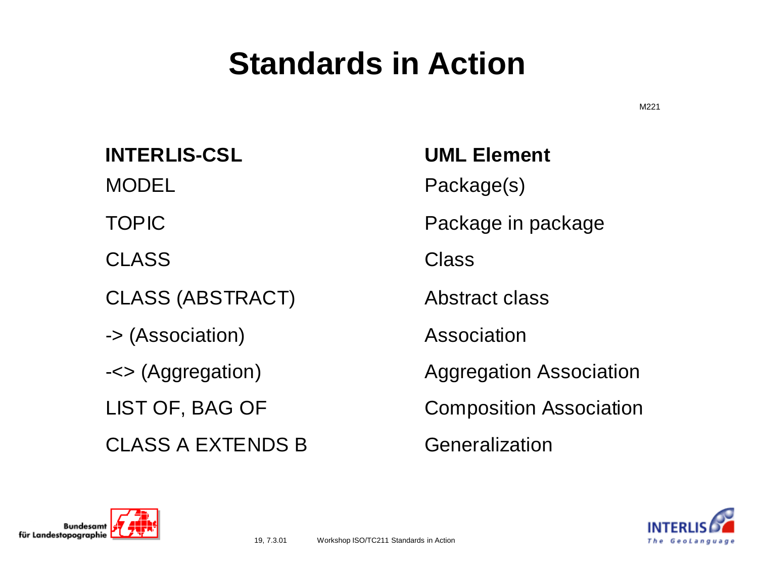# Standards in Action

M221

| INTERLIS-CSL | UML Element |
|---|---|
| MODEL | Package(s) |
| TOPIC | Package in package |
| CLASS | Class |
| CLASS (ABSTRACT) | Abstract class |
| -> (Association) | Association |
| -<> (Aggregation) | Aggregation Association |
| LIST OF, BAG OF | Composition Association |
| CLASS A EXTENDS B | Generalization |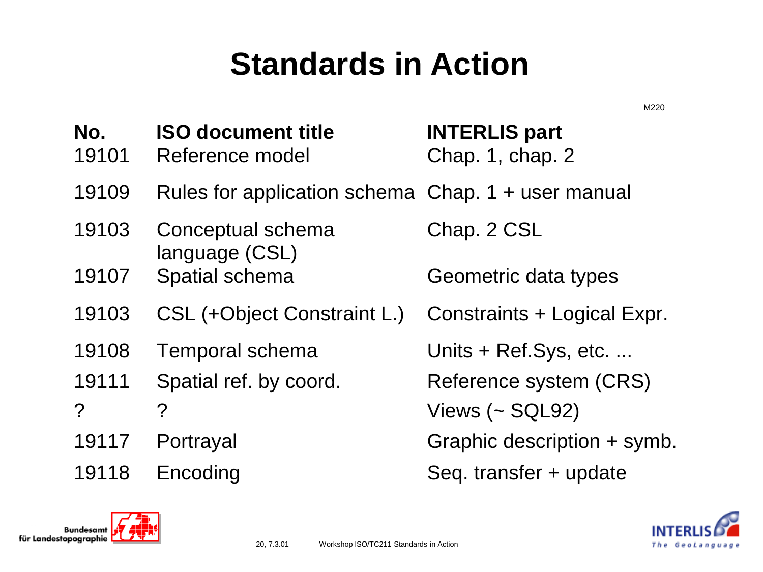# Standards in Action

M220

| No. | ISO document title | INTERLIS part |
|---|---|---|
| 19101 | Reference model | Chap. 1, chap. 2 |
| 19109 | Rules for application schema | Chap. 1 + user manual |
| 19103 | Conceptual schema language (CSL) | Chap. 2 CSL |
| 19107 | Spatial schema | Geometric data types |
| 19103 | CSL (+Object Constraint L.) | Constraints + Logical Expr. |
| 19108 | Temporal schema | Units + Ref.Sys, etc. ... |
| 19111 | Spatial ref. by coord. | Reference system (CRS) |
| ? | ? | Views (~ SQL92) |
| 19117 | Portrayal | Graphic description + symb. |
| 19118 | Encoding | Seq. transfer + update |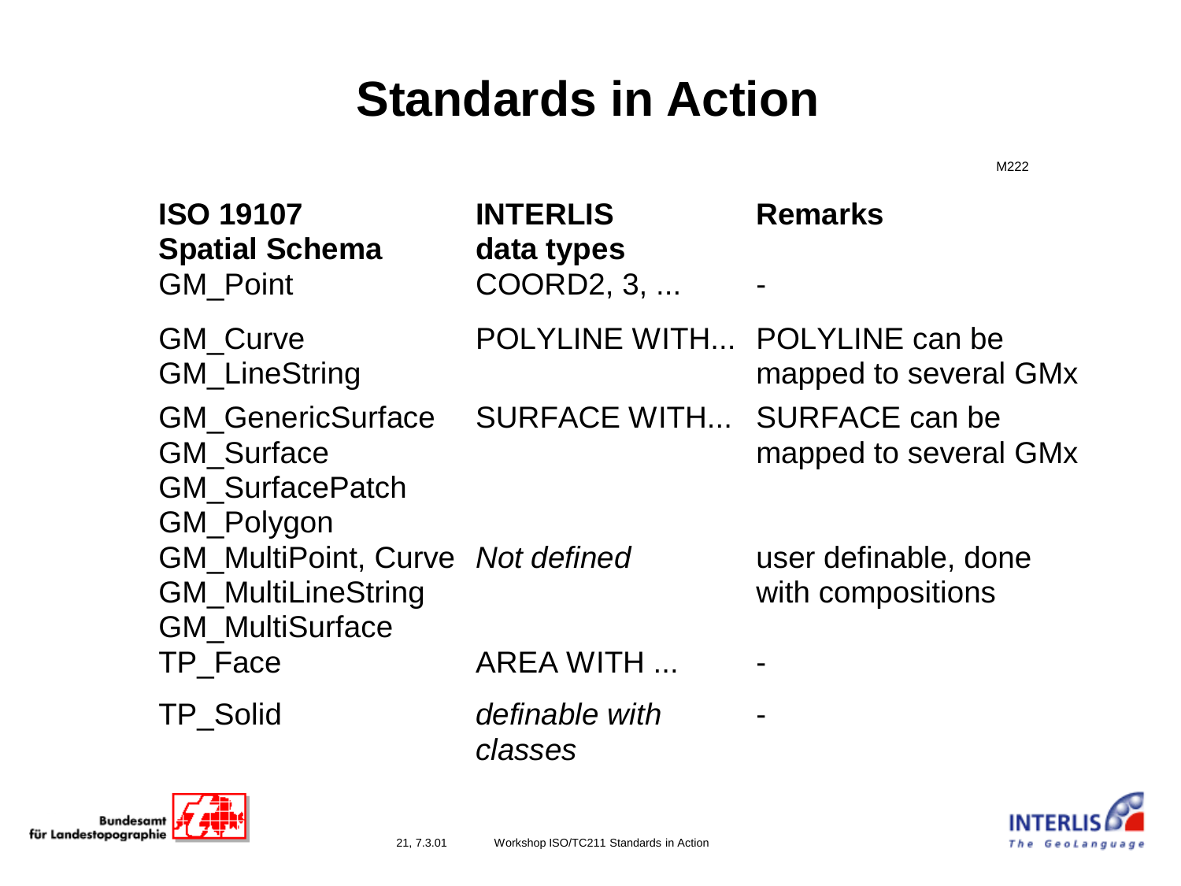# Standards in Action

M222

| ISO 19107 Spatial Schema | INTERLIS data types | Remarks |
| --- | --- | --- |
| GM_Point | COORD2, 3, ... | - |
| GM_Curve<br>GM_LineString | POLYLINE WITH... | POLYLINE can be mapped to several GMx |
| GM_GenericSurface<br>GM_Surface<br>GM_SurfacePatch<br>GM_Polygon | SURFACE WITH... | SURFACE can be mapped to several GMx |
| GM_MultiPoint, Curve<br>GM_MultiLineString<br>GM_MultiSurface | *Not defined* | user definable, done with compositions |
| TP_Face | AREA WITH ... | - |
| TP_Solid | *definable with classes* | - |

Workshop ISO/TC211 Standards in Action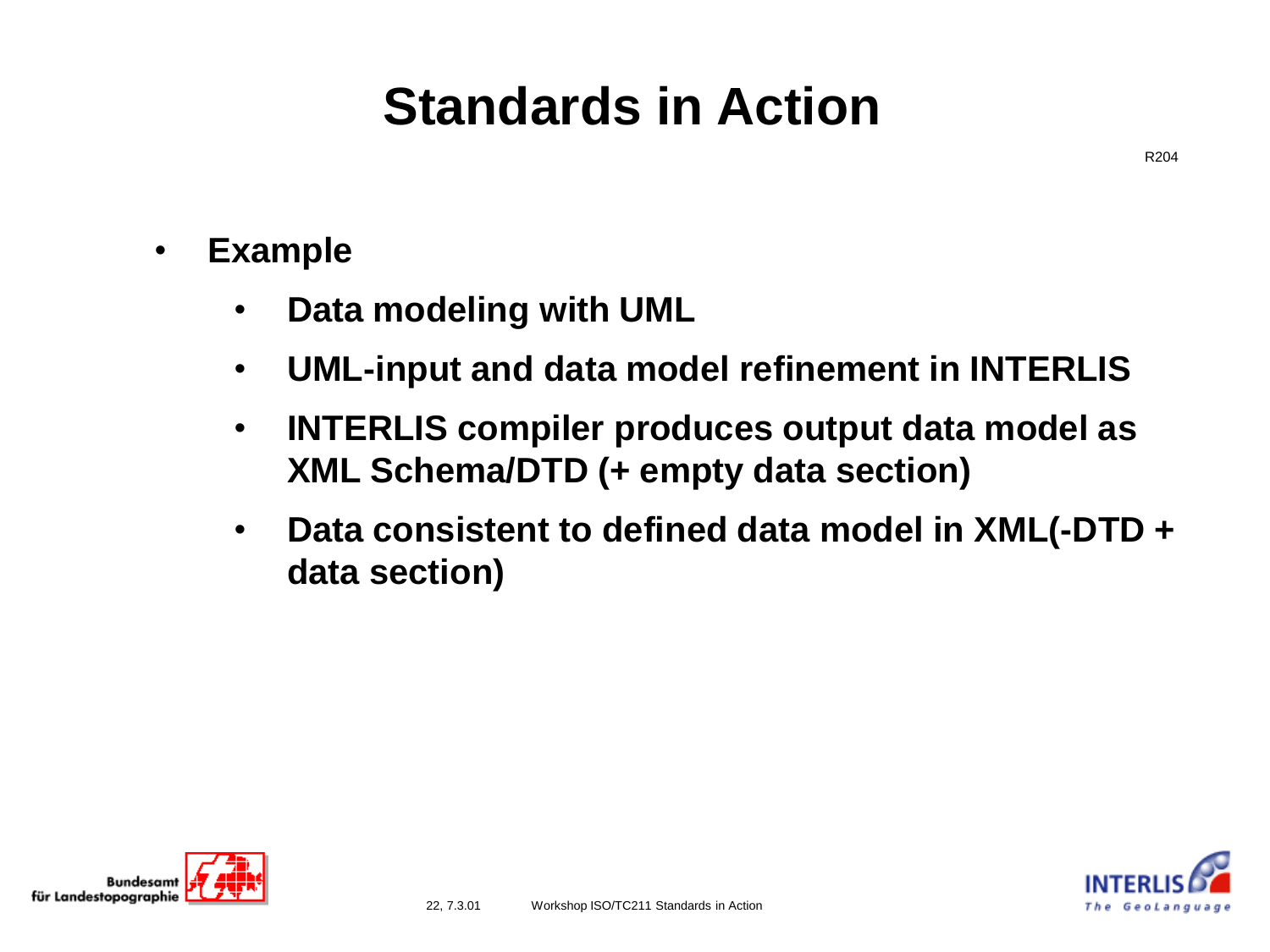# Standards in Action

R204

- **Example**
  - **Data modeling with UML**
  - **UML-input and data model refinement in INTERLIS**
  - **INTERLIS compiler produces output data model as XML Schema/DTD (+ empty data section)**
  - **Data consistent to defined data model in XML(-DTD + data section)**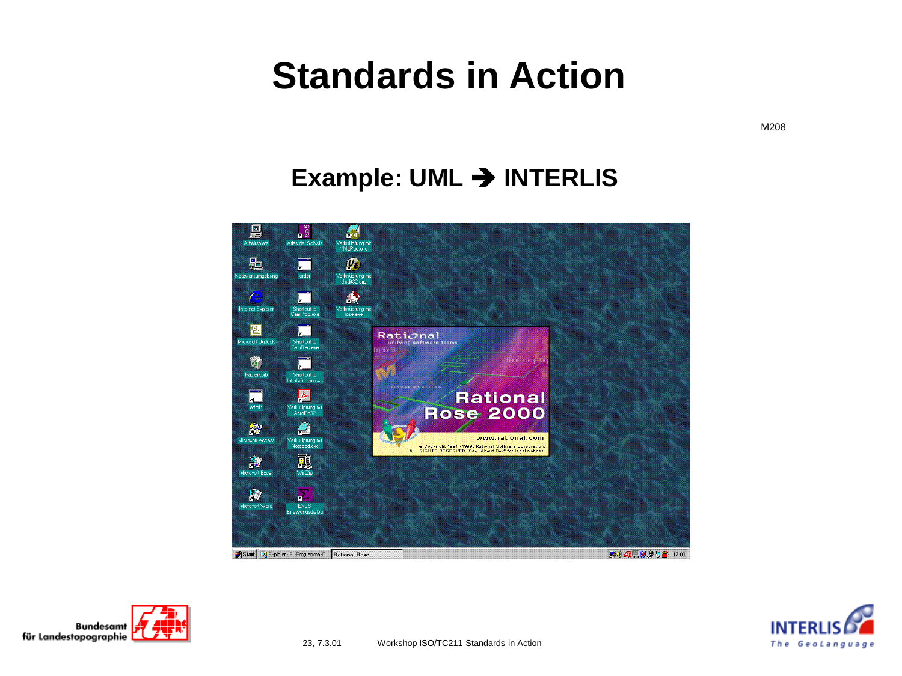# Standards in Action

M208

## Example: UML → INTERLIS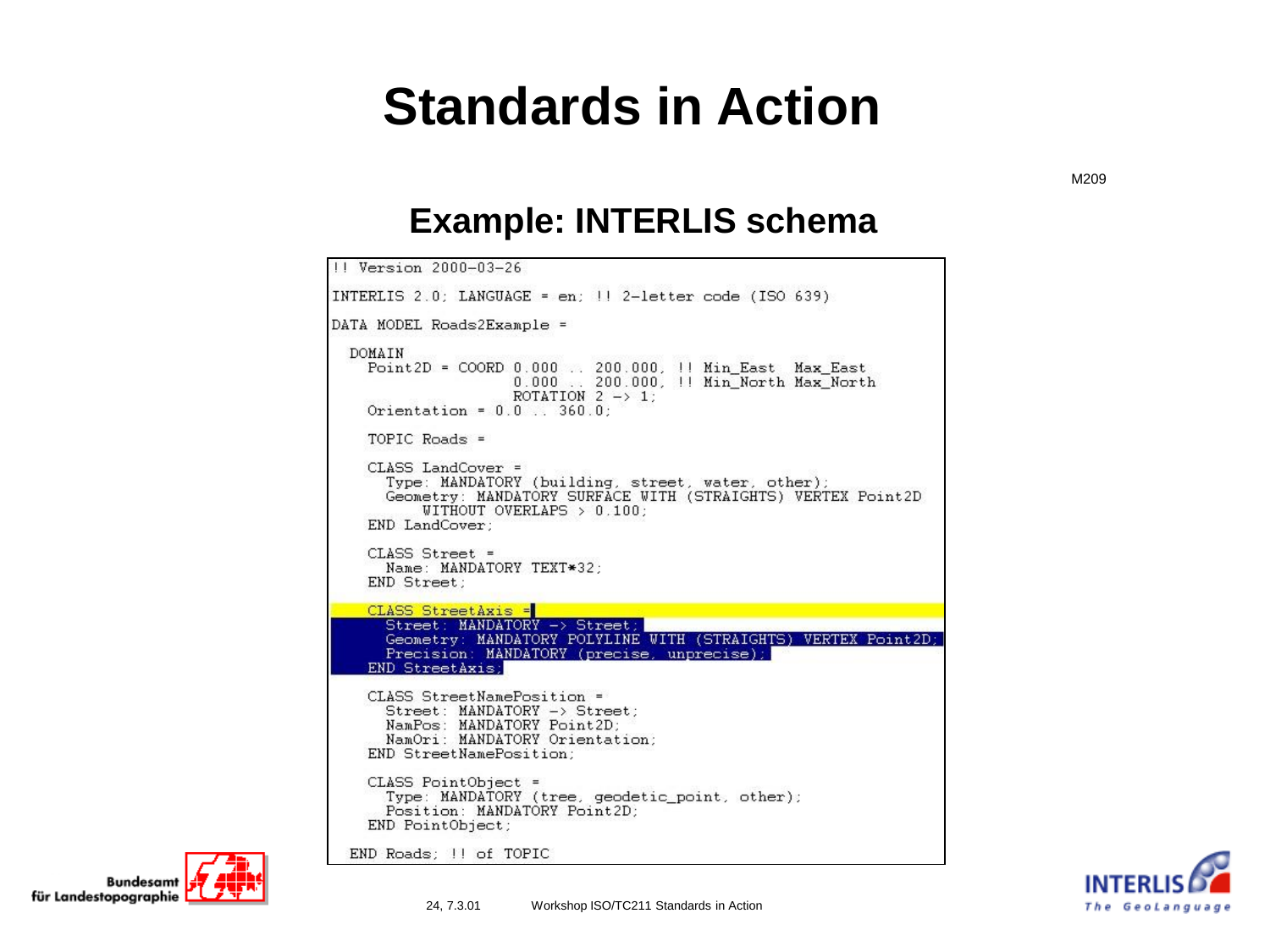# Standards in Action

M209

## Example: INTERLIS schema

```
!! Version 2000-03-26

INTERLIS 2.0; LANGUAGE = en; !! 2-letter code (ISO 639)

DATA MODEL Roads2Example =

  DOMAIN
    Point2D = COORD 0.000 .. 200.000, !! Min_East  Max_East
                    0.000 .. 200.000, !! Min_North Max_North
                    ROTATION 2 -> 1;
    Orientation = 0.0 .. 360.0;

    TOPIC Roads =

    CLASS LandCover =
      Type: MANDATORY (building, street, water, other);
      Geometry: MANDATORY SURFACE WITH (STRAIGHTS) VERTEX Point2D
          WITHOUT OVERLAPS > 0.100;
    END LandCover;

    CLASS Street =
      Name: MANDATORY TEXT*32;
    END Street;

    CLASS StreetAxis =
      Street: MANDATORY -> Street;
      Geometry: MANDATORY POLYLINE WITH (STRAIGHTS) VERTEX Point2D;
      Precision: MANDATORY (precise, unprecise);
    END StreetAxis;

    CLASS StreetNamePosition =
      Street: MANDATORY -> Street;
      NamPos: MANDATORY Point2D;
      NamOri: MANDATORY Orientation;
    END StreetNamePosition;

    CLASS PointObject =
      Type: MANDATORY (tree, geodetic_point, other);
      Position: MANDATORY Point2D;
    END PointObject;

  END Roads; !! of TOPIC
```

Bundesamt für Landestopographie

24, 7.3.01 Workshop ISO/TC211 Standards in Action

INTERLIS The GeoLanguage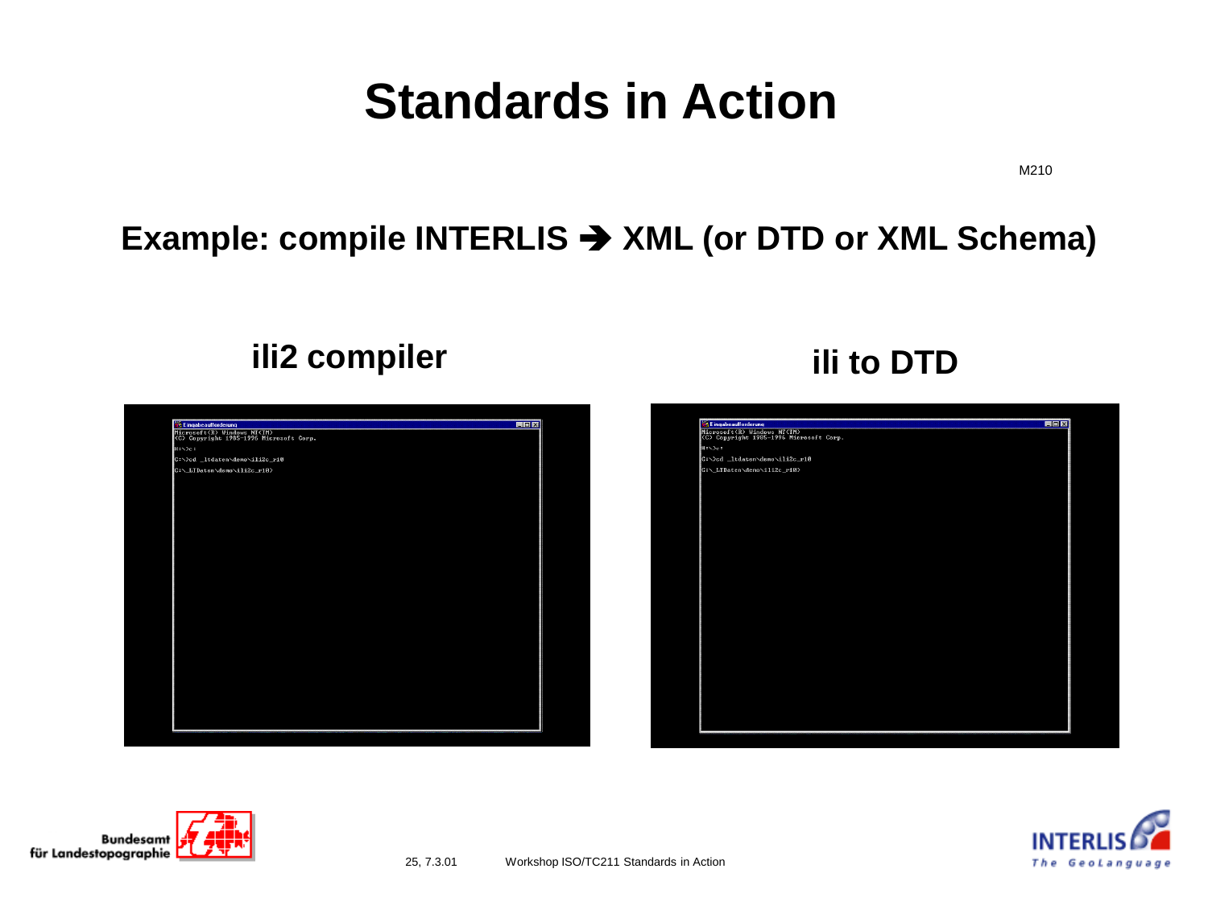# Standards in Action

M210

## Example: compile INTERLIS ➔ XML (or DTD or XML Schema)

**ili2 compiler**

```
Microsoft(R) Windows NT(TM)
(C) Copyright 1985-1996 Microsoft Corp.

H:\>c:

C:\>cd _ltdaten\demo\ili2c_r10

C:\_LTDaten\demo\ili2c_r10>
```

**ili to DTD**

```
Microsoft(R) Windows NT(TM)
(C) Copyright 1985-1996 Microsoft Corp.

H:\>c:

C:\>cd _ltdaten\demo\ili2c_r10

C:\_LTDaten\demo\ili2c_r10>
```

Workshop ISO/TC211 Standards in Action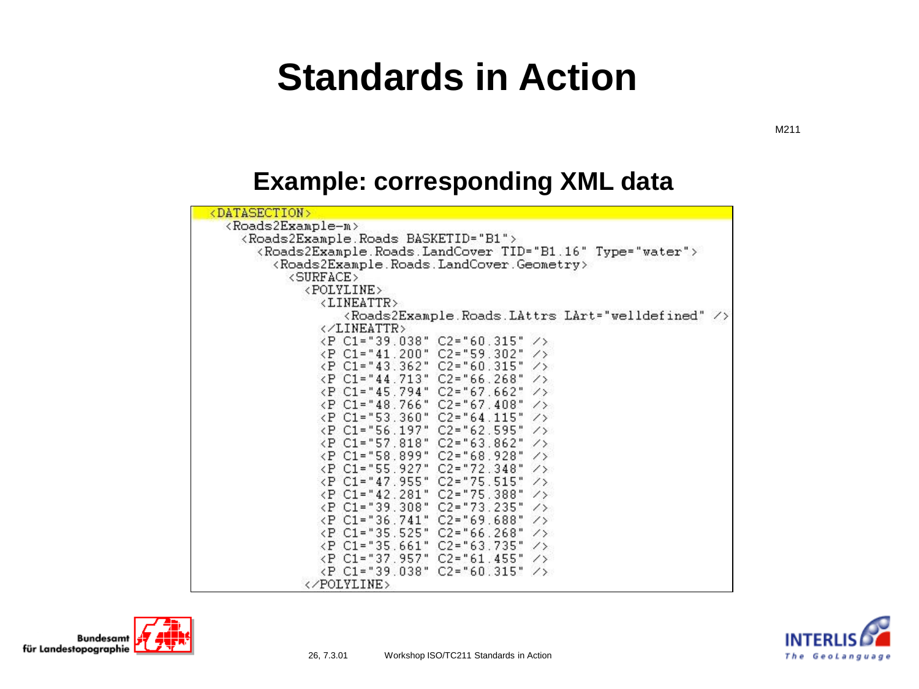# Standards in Action

M211

## Example: corresponding XML data

```
<DATASECTION>
  <Roads2Example-m>
    <Roads2Example.Roads BASKETID="B1">
      <Roads2Example.Roads.LandCover TID="B1.16" Type="water">
        <Roads2Example.Roads.LandCover.Geometry>
          <SURFACE>
            <POLYLINE>
              <LINEATTR>
                <Roads2Example.Roads.LAttrs LArt="welldefined" />
              </LINEATTR>
              <P C1="39.038" C2="60.315" />
              <P C1="41.200" C2="59.302" />
              <P C1="43.362" C2="60.315" />
              <P C1="44.713" C2="66.268" />
              <P C1="45.794" C2="67.662" />
              <P C1="48.766" C2="67.408" />
              <P C1="53.360" C2="64.115" />
              <P C1="56.197" C2="62.595" />
              <P C1="57.818" C2="63.862" />
              <P C1="58.899" C2="68.928" />
              <P C1="55.927" C2="72.348" />
              <P C1="47.955" C2="75.515" />
              <P C1="42.281" C2="75.388" />
              <P C1="39.308" C2="73.235" />
              <P C1="36.741" C2="69.688" />
              <P C1="35.525" C2="66.268" />
              <P C1="35.661" C2="63.735" />
              <P C1="37.957" C2="61.455" />
              <P C1="39.038" C2="60.315" />
            </POLYLINE>
```

26, 7.3.01 Workshop ISO/TC211 Standards in Action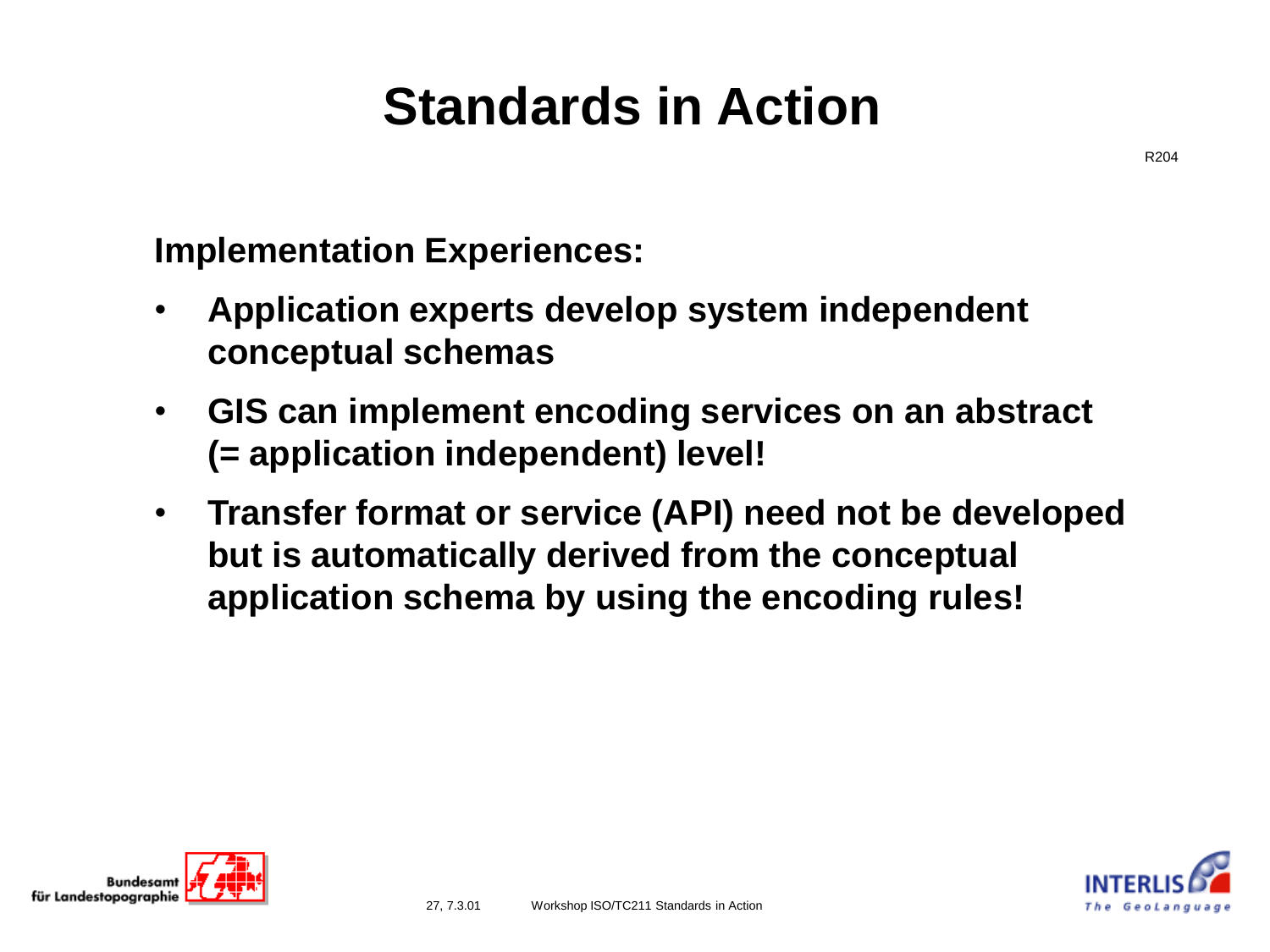# Standards in Action

R204

**Implementation Experiences:**

- **Application experts develop system independent conceptual schemas**
- **GIS can implement encoding services on an abstract (= application independent) level!**
- **Transfer format or service (API) need not be developed but is automatically derived from the conceptual application schema by using the encoding rules!**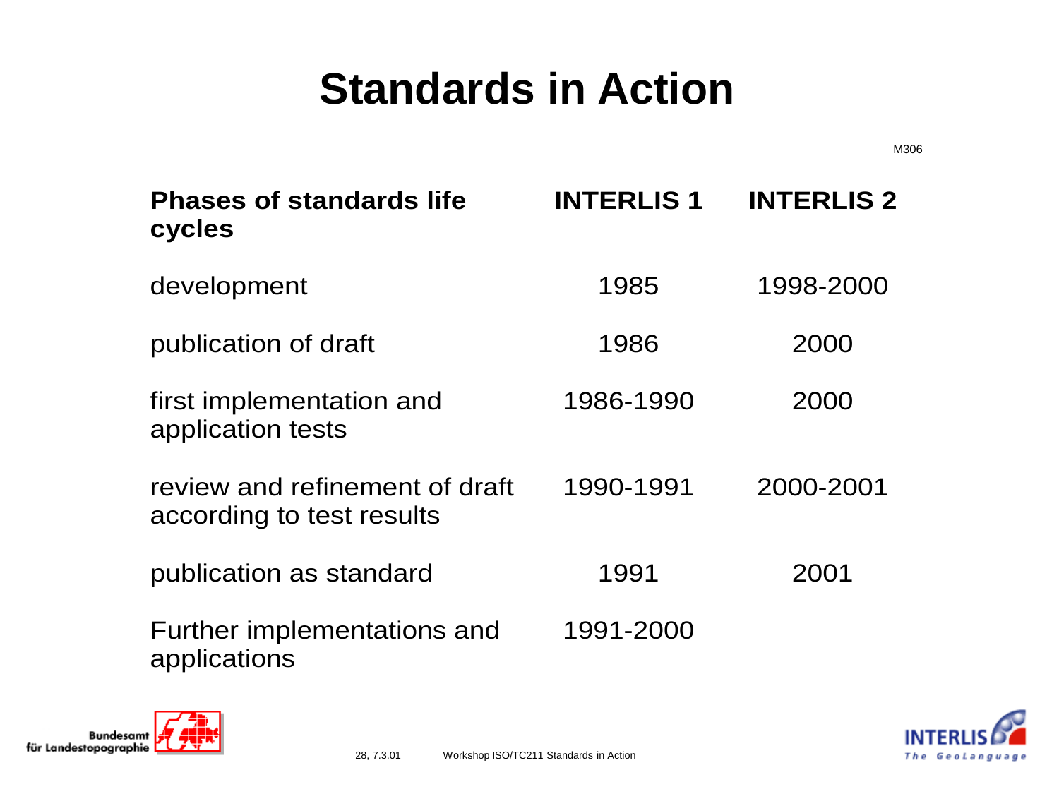# Standards in Action

M306

| Phases of standards life cycles | INTERLIS 1 | INTERLIS 2 |
|---|---|---|
| development | 1985 | 1998-2000 |
| publication of draft | 1986 | 2000 |
| first implementation and application tests | 1986-1990 | 2000 |
| review and refinement of draft according to test results | 1990-1991 | 2000-2001 |
| publication as standard | 1991 | 2001 |
| Further implementations and applications | 1991-2000 | |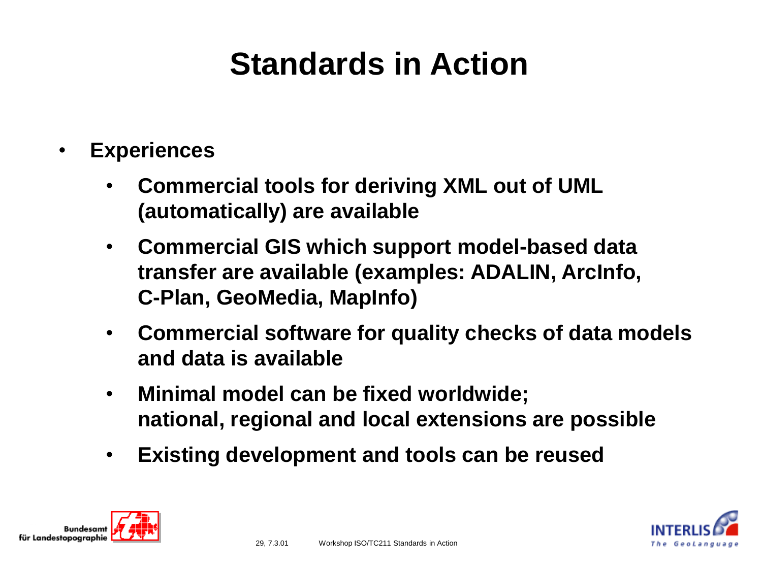# Standards in Action

- **Experiences**
  - **Commercial tools for deriving XML out of UML (automatically) are available**
  - **Commercial GIS which support model-based data transfer are available (examples: ADALIN, ArcInfo, C-Plan, GeoMedia, MapInfo)**
  - **Commercial software for quality checks of data models and data is available**
  - **Minimal model can be fixed worldwide; national, regional and local extensions are possible**
  - **Existing development and tools can be reused**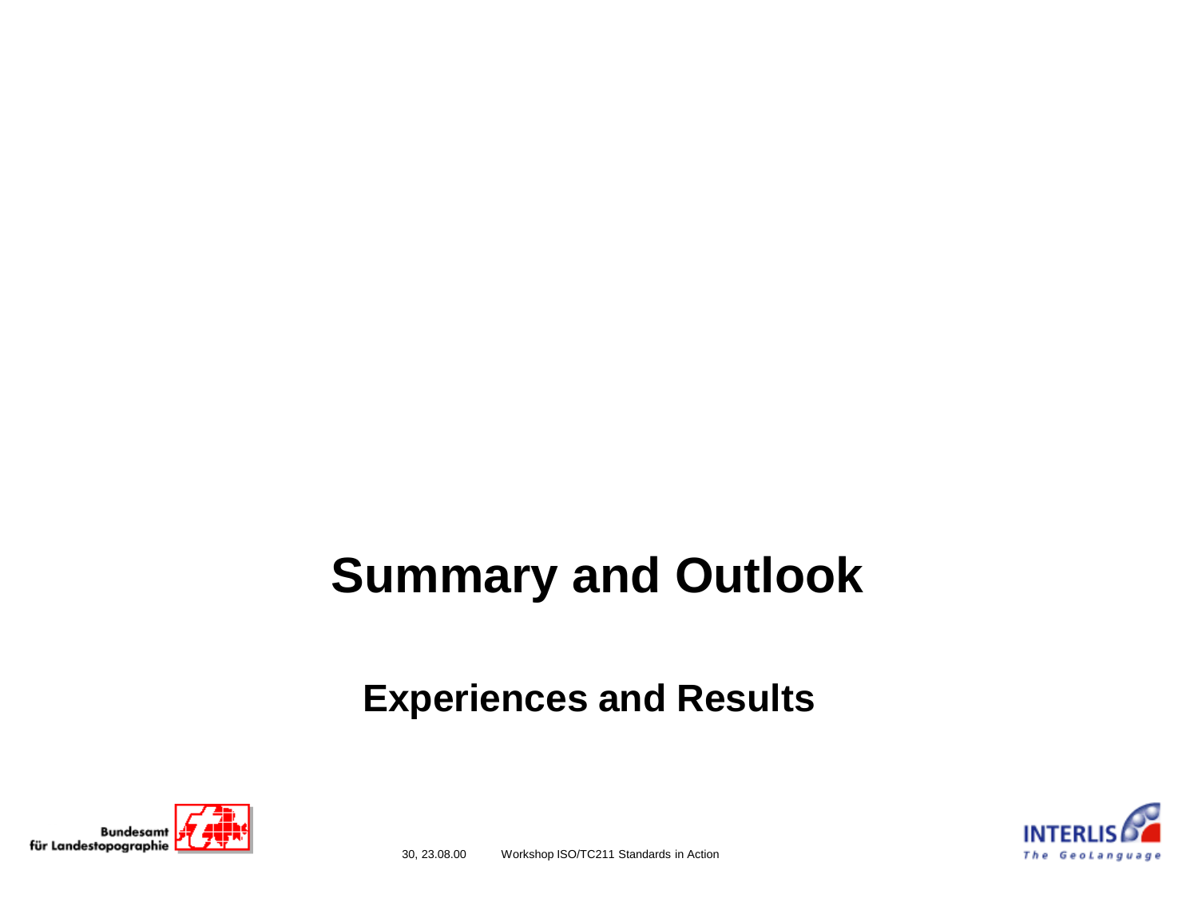# Summary and Outlook

## Experiences and Results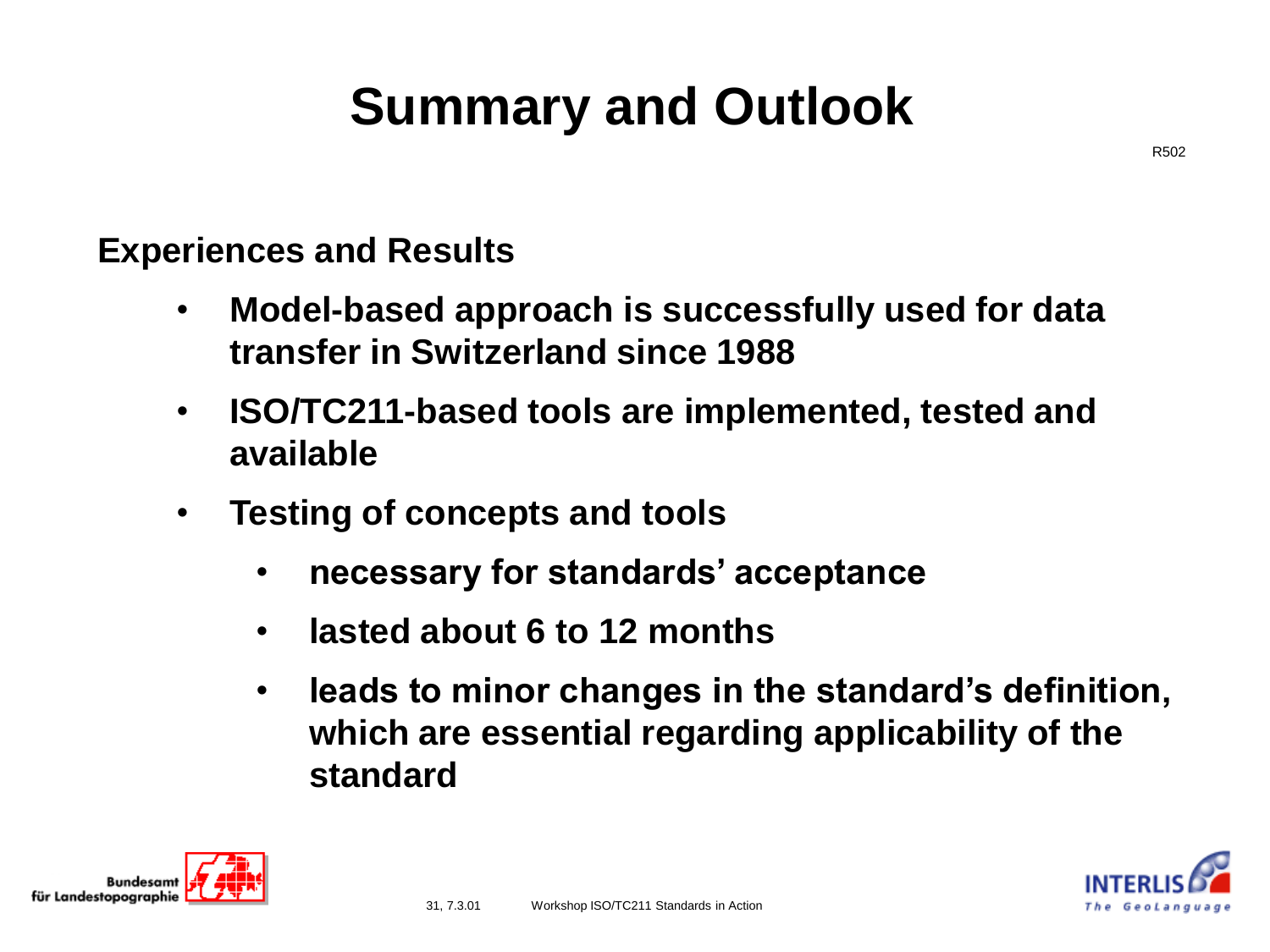# Summary and Outlook

R502

**Experiences and Results**

- **Model-based approach is successfully used for data transfer in Switzerland since 1988**
- **ISO/TC211-based tools are implemented, tested and available**
- **Testing of concepts and tools**
  - **necessary for standards' acceptance**
  - **lasted about 6 to 12 months**
  - **leads to minor changes in the standard's definition, which are essential regarding applicability of the standard**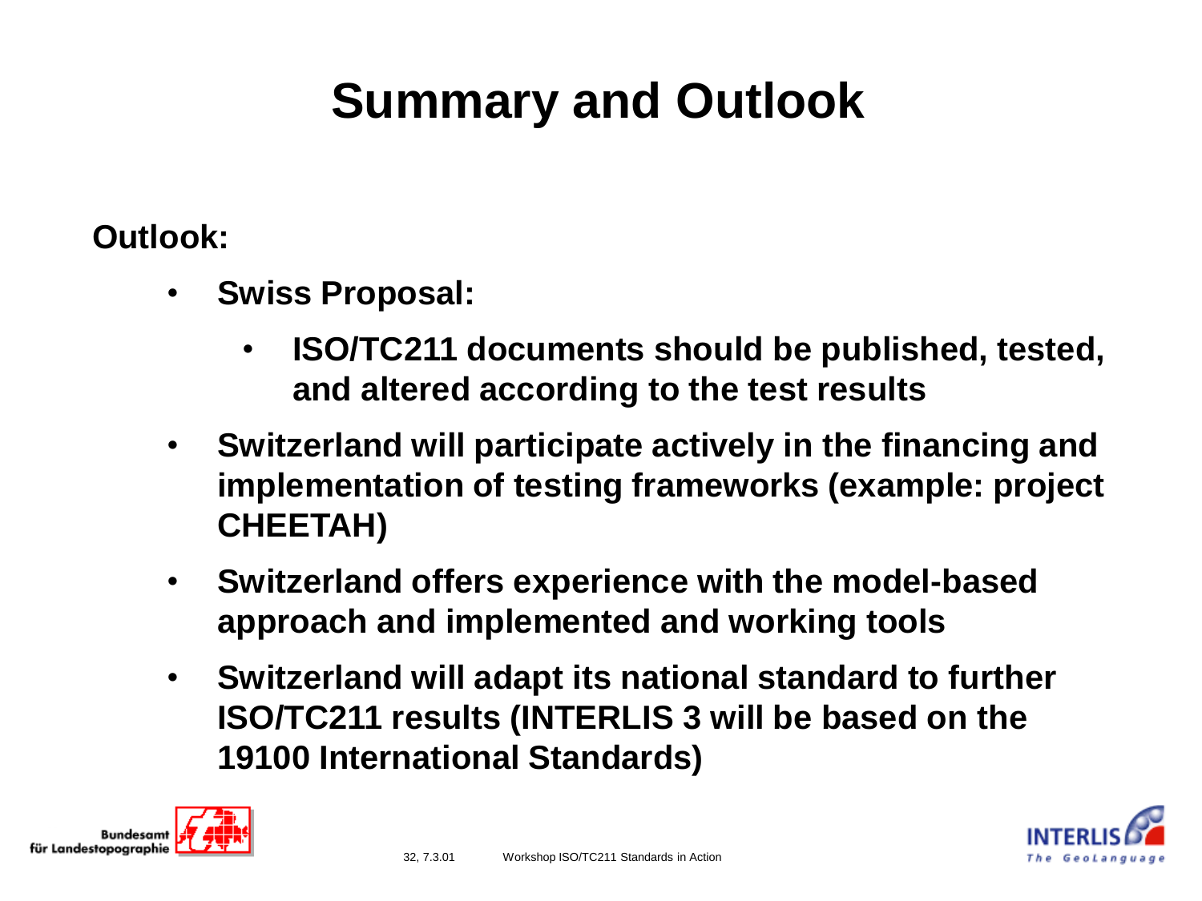# Summary and Outlook

**Outlook:**

- **Swiss Proposal:**
  - **ISO/TC211 documents should be published, tested, and altered according to the test results**
- **Switzerland will participate actively in the financing and implementation of testing frameworks (example: project CHEETAH)**
- **Switzerland offers experience with the model-based approach and implemented and working tools**
- **Switzerland will adapt its national standard to further ISO/TC211 results (INTERLIS 3 will be based on the 19100 International Standards)**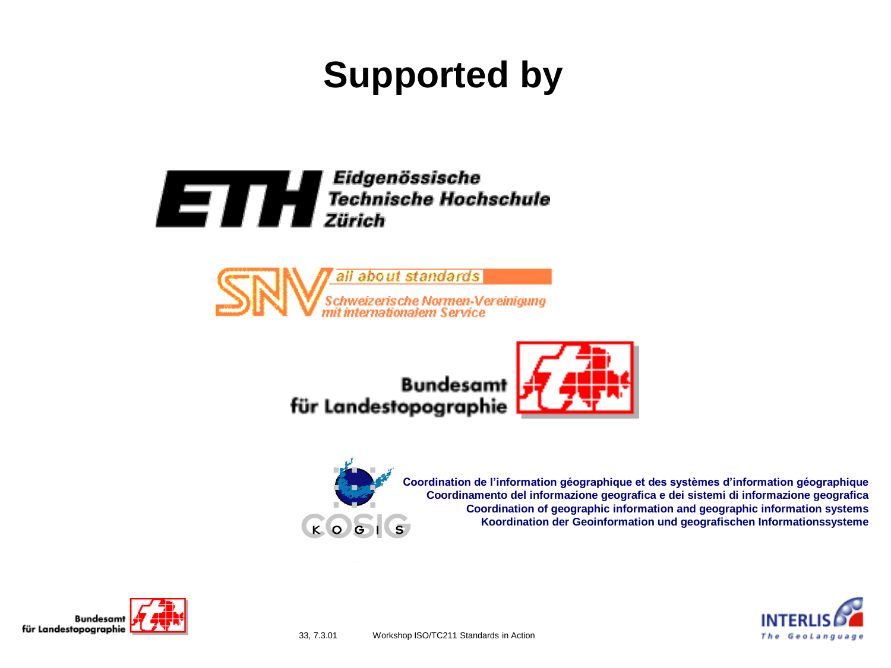# Supported by

Eidgenössische Technische Hochschule Zürich

all about standards

Schweizerische Normen-Vereinigung mit internationalem Service

Bundesamt für Landestopographie

Coordination de l'information géographique et des systèmes d'information géographique
Coordinamento del informazione geografica e dei sistemi di informazione geografica
Coordination of geographic information and geographic information systems
Koordination der Geoinformation und geografischen Informationssysteme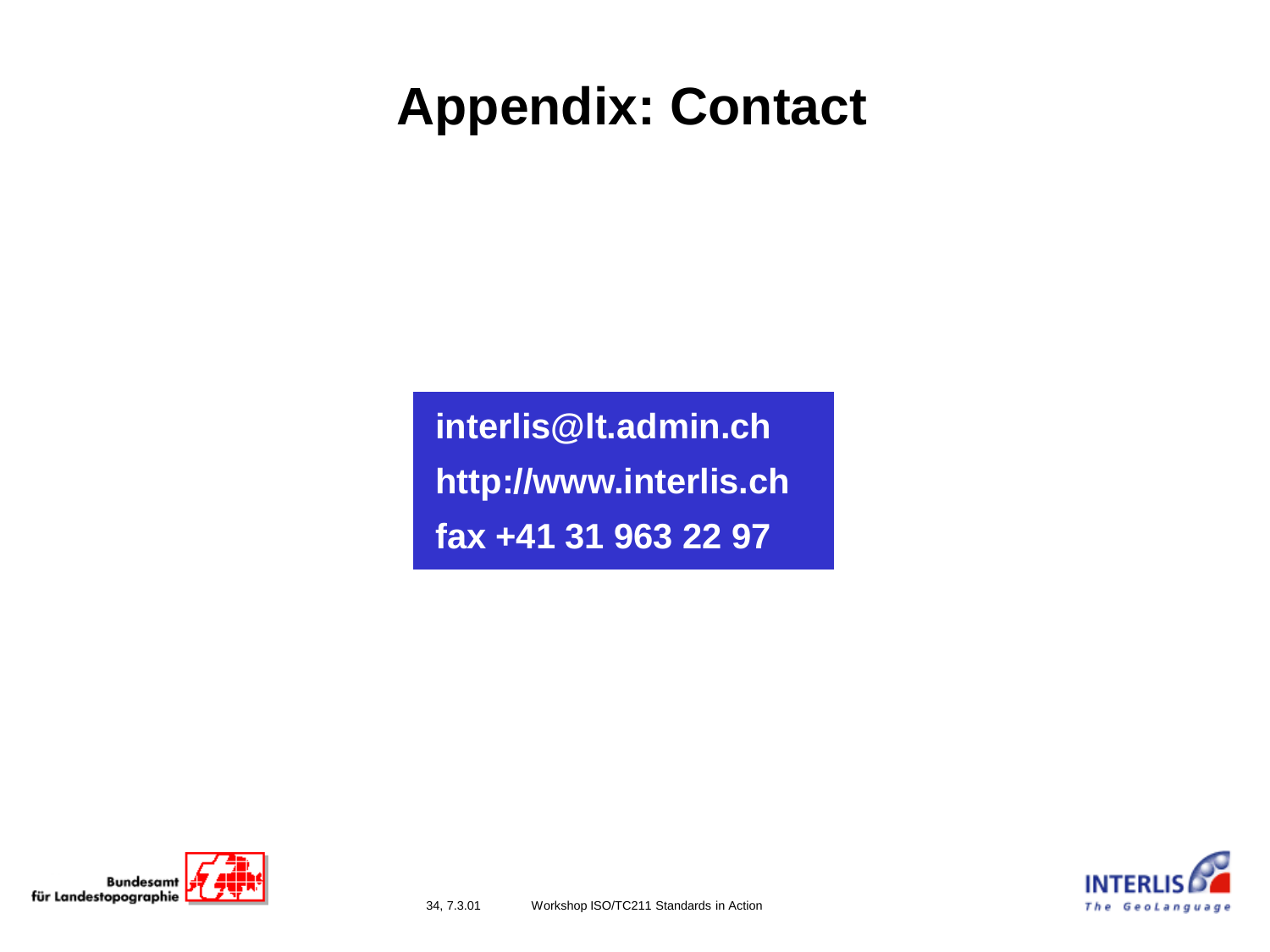# Appendix: Contact

**interlis@lt.admin.ch**

**http://www.interlis.ch**

**fax +41 31 963 22 97**